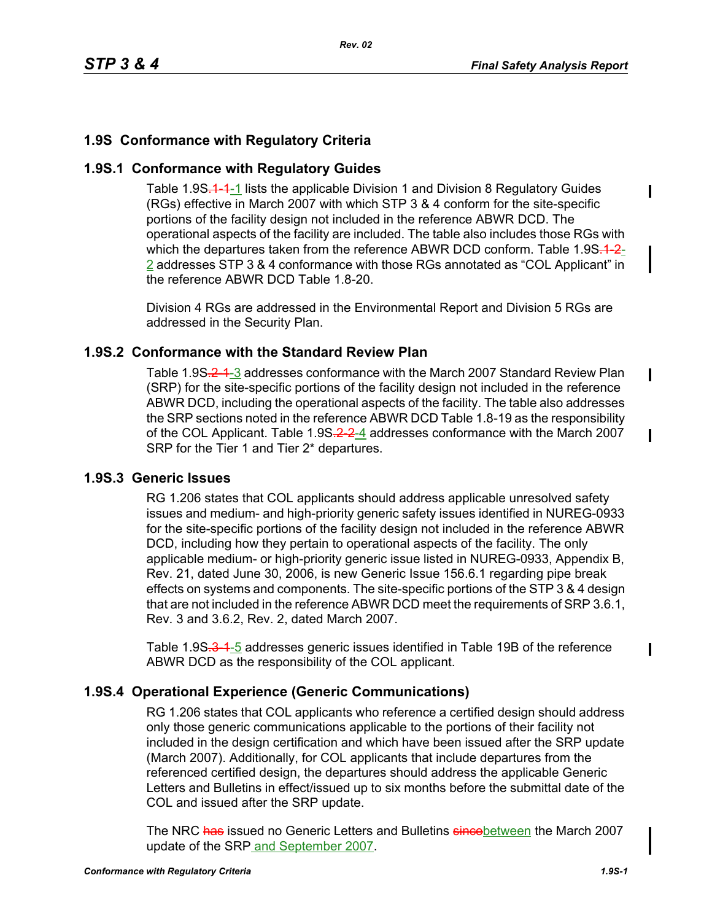# 1.9S Conformance with Regulatory Criteria

## 1.9S.1 Conformance with Regulatory Guides

Table 1.9S~~.1-1~~-1 lists the applicable Division 1 and Division 8 Regulatory Guides (RGs) effective in March 2007 with which STP 3 & 4 conform for the site-specific portions of the facility design not included in the reference ABWR DCD. The operational aspects of the facility are included. The table also includes those RGs with which the departures taken from the reference ABWR DCD conform. Table 1.9S~~.1-2~~-2 addresses STP 3 & 4 conformance with those RGs annotated as "COL Applicant" in the reference ABWR DCD Table 1.8-20.

Division 4 RGs are addressed in the Environmental Report and Division 5 RGs are addressed in the Security Plan.

## 1.9S.2 Conformance with the Standard Review Plan

Table 1.9S~~.2-1~~-3 addresses conformance with the March 2007 Standard Review Plan (SRP) for the site-specific portions of the facility design not included in the reference ABWR DCD, including the operational aspects of the facility. The table also addresses the SRP sections noted in the reference ABWR DCD Table 1.8-19 as the responsibility of the COL Applicant. Table 1.9S~~.2-2~~-4 addresses conformance with the March 2007 SRP for the Tier 1 and Tier 2* departures.

## 1.9S.3 Generic Issues

RG 1.206 states that COL applicants should address applicable unresolved safety issues and medium- and high-priority generic safety issues identified in NUREG-0933 for the site-specific portions of the facility design not included in the reference ABWR DCD, including how they pertain to operational aspects of the facility. The only applicable medium- or high-priority generic issue listed in NUREG-0933, Appendix B, Rev. 21, dated June 30, 2006, is new Generic Issue 156.6.1 regarding pipe break effects on systems and components. The site-specific portions of the STP 3 & 4 design that are not included in the reference ABWR DCD meet the requirements of SRP 3.6.1, Rev. 3 and 3.6.2, Rev. 2, dated March 2007.

Table 1.9S~~.3-1~~-5 addresses generic issues identified in Table 19B of the reference ABWR DCD as the responsibility of the COL applicant.

## 1.9S.4 Operational Experience (Generic Communications)

RG 1.206 states that COL applicants who reference a certified design should address only those generic communications applicable to the portions of their facility not included in the design certification and which have been issued after the SRP update (March 2007). Additionally, for COL applicants that include departures from the referenced certified design, the departures should address the applicable Generic Letters and Bulletins in effect/issued up to six months before the submittal date of the COL and issued after the SRP update.

The NRC ~~has~~ issued no Generic Letters and Bulletins ~~since~~between the March 2007 update of the SRP and September 2007.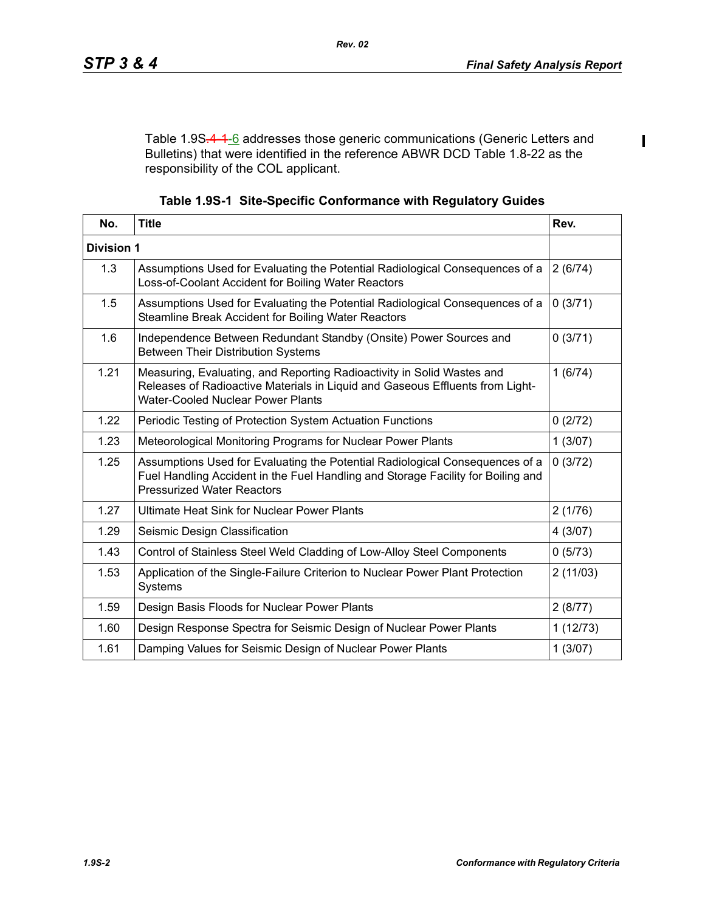Table 1.9S.4-1-6 addresses those generic communications (Generic Letters and Bulletins) that were identified in the reference ABWR DCD Table 1.8-22 as the responsibility of the COL applicant.

**Table 1.9S-1 Site-Specific Conformance with Regulatory Guides**

| No. | Title | Rev. |
|---|---|---|
| **Division 1** | | |
| 1.3 | Assumptions Used for Evaluating the Potential Radiological Consequences of a Loss-of-Coolant Accident for Boiling Water Reactors | 2 (6/74) |
| 1.5 | Assumptions Used for Evaluating the Potential Radiological Consequences of a Steamline Break Accident for Boiling Water Reactors | 0 (3/71) |
| 1.6 | Independence Between Redundant Standby (Onsite) Power Sources and Between Their Distribution Systems | 0 (3/71) |
| 1.21 | Measuring, Evaluating, and Reporting Radioactivity in Solid Wastes and Releases of Radioactive Materials in Liquid and Gaseous Effluents from Light-Water-Cooled Nuclear Power Plants | 1 (6/74) |
| 1.22 | Periodic Testing of Protection System Actuation Functions | 0 (2/72) |
| 1.23 | Meteorological Monitoring Programs for Nuclear Power Plants | 1 (3/07) |
| 1.25 | Assumptions Used for Evaluating the Potential Radiological Consequences of a Fuel Handling Accident in the Fuel Handling and Storage Facility for Boiling and Pressurized Water Reactors | 0 (3/72) |
| 1.27 | Ultimate Heat Sink for Nuclear Power Plants | 2 (1/76) |
| 1.29 | Seismic Design Classification | 4 (3/07) |
| 1.43 | Control of Stainless Steel Weld Cladding of Low-Alloy Steel Components | 0 (5/73) |
| 1.53 | Application of the Single-Failure Criterion to Nuclear Power Plant Protection Systems | 2 (11/03) |
| 1.59 | Design Basis Floods for Nuclear Power Plants | 2 (8/77) |
| 1.60 | Design Response Spectra for Seismic Design of Nuclear Power Plants | 1 (12/73) |
| 1.61 | Damping Values for Seismic Design of Nuclear Power Plants | 1 (3/07) |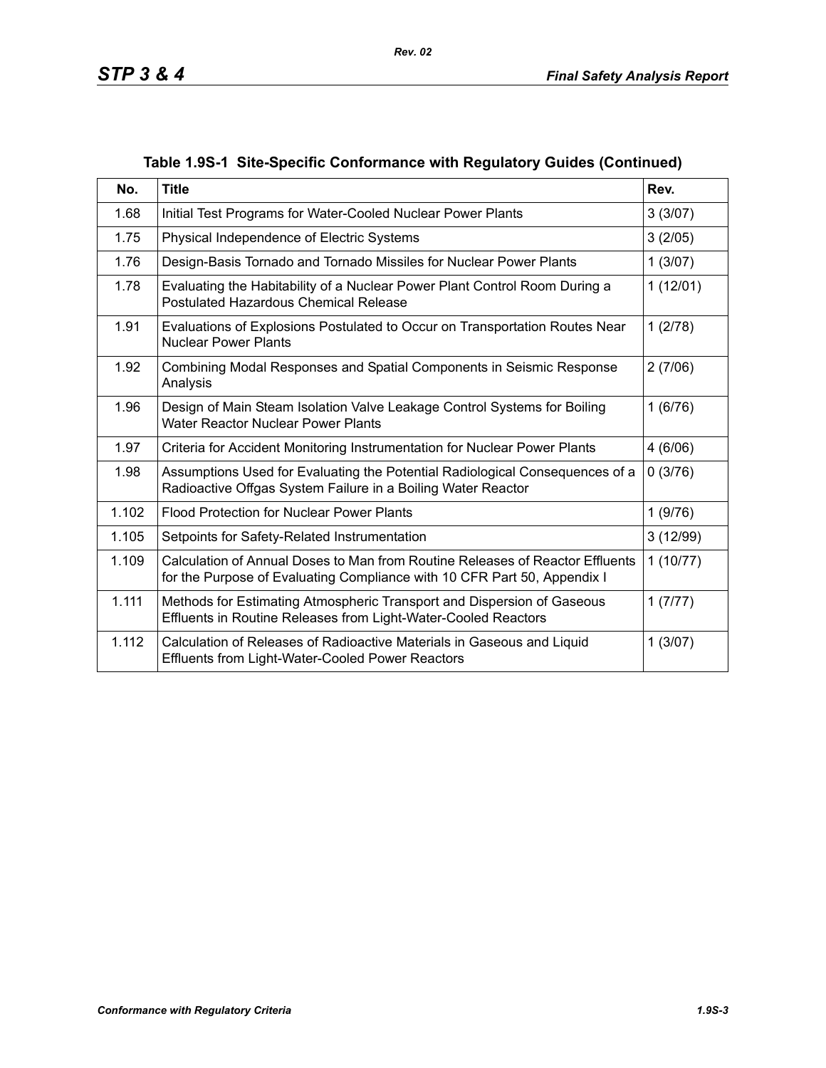### Table 1.9S-1 Site-Specific Conformance with Regulatory Guides (Continued)

| No. | Title | Rev. |
|---|---|---|
| 1.68 | Initial Test Programs for Water-Cooled Nuclear Power Plants | 3 (3/07) |
| 1.75 | Physical Independence of Electric Systems | 3 (2/05) |
| 1.76 | Design-Basis Tornado and Tornado Missiles for Nuclear Power Plants | 1 (3/07) |
| 1.78 | Evaluating the Habitability of a Nuclear Power Plant Control Room During a Postulated Hazardous Chemical Release | 1 (12/01) |
| 1.91 | Evaluations of Explosions Postulated to Occur on Transportation Routes Near Nuclear Power Plants | 1 (2/78) |
| 1.92 | Combining Modal Responses and Spatial Components in Seismic Response Analysis | 2 (7/06) |
| 1.96 | Design of Main Steam Isolation Valve Leakage Control Systems for Boiling Water Reactor Nuclear Power Plants | 1 (6/76) |
| 1.97 | Criteria for Accident Monitoring Instrumentation for Nuclear Power Plants | 4 (6/06) |
| 1.98 | Assumptions Used for Evaluating the Potential Radiological Consequences of a Radioactive Offgas System Failure in a Boiling Water Reactor | 0 (3/76) |
| 1.102 | Flood Protection for Nuclear Power Plants | 1 (9/76) |
| 1.105 | Setpoints for Safety-Related Instrumentation | 3 (12/99) |
| 1.109 | Calculation of Annual Doses to Man from Routine Releases of Reactor Effluents for the Purpose of Evaluating Compliance with 10 CFR Part 50, Appendix I | 1 (10/77) |
| 1.111 | Methods for Estimating Atmospheric Transport and Dispersion of Gaseous Effluents in Routine Releases from Light-Water-Cooled Reactors | 1 (7/77) |
| 1.112 | Calculation of Releases of Radioactive Materials in Gaseous and Liquid Effluents from Light-Water-Cooled Power Reactors | 1 (3/07) |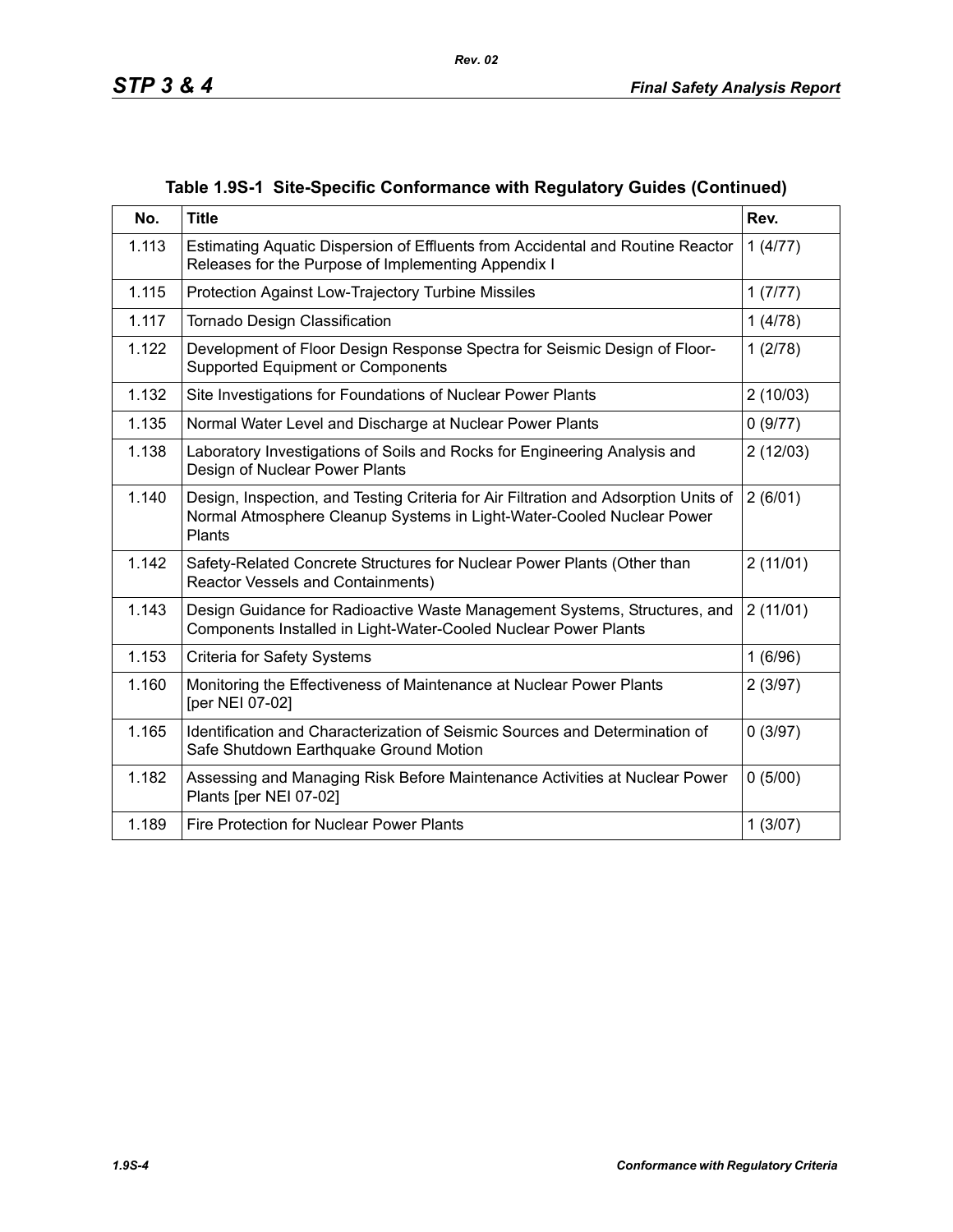**Table 1.9S-1 Site-Specific Conformance with Regulatory Guides (Continued)**

| No. | Title | Rev. |
|---|---|---|
| 1.113 | Estimating Aquatic Dispersion of Effluents from Accidental and Routine Reactor Releases for the Purpose of Implementing Appendix I | 1 (4/77) |
| 1.115 | Protection Against Low-Trajectory Turbine Missiles | 1 (7/77) |
| 1.117 | Tornado Design Classification | 1 (4/78) |
| 1.122 | Development of Floor Design Response Spectra for Seismic Design of Floor-Supported Equipment or Components | 1 (2/78) |
| 1.132 | Site Investigations for Foundations of Nuclear Power Plants | 2 (10/03) |
| 1.135 | Normal Water Level and Discharge at Nuclear Power Plants | 0 (9/77) |
| 1.138 | Laboratory Investigations of Soils and Rocks for Engineering Analysis and Design of Nuclear Power Plants | 2 (12/03) |
| 1.140 | Design, Inspection, and Testing Criteria for Air Filtration and Adsorption Units of Normal Atmosphere Cleanup Systems in Light-Water-Cooled Nuclear Power Plants | 2 (6/01) |
| 1.142 | Safety-Related Concrete Structures for Nuclear Power Plants (Other than Reactor Vessels and Containments) | 2 (11/01) |
| 1.143 | Design Guidance for Radioactive Waste Management Systems, Structures, and Components Installed in Light-Water-Cooled Nuclear Power Plants | 2 (11/01) |
| 1.153 | Criteria for Safety Systems | 1 (6/96) |
| 1.160 | Monitoring the Effectiveness of Maintenance at Nuclear Power Plants [per NEI 07-02] | 2 (3/97) |
| 1.165 | Identification and Characterization of Seismic Sources and Determination of Safe Shutdown Earthquake Ground Motion | 0 (3/97) |
| 1.182 | Assessing and Managing Risk Before Maintenance Activities at Nuclear Power Plants [per NEI 07-02] | 0 (5/00) |
| 1.189 | Fire Protection for Nuclear Power Plants | 1 (3/07) |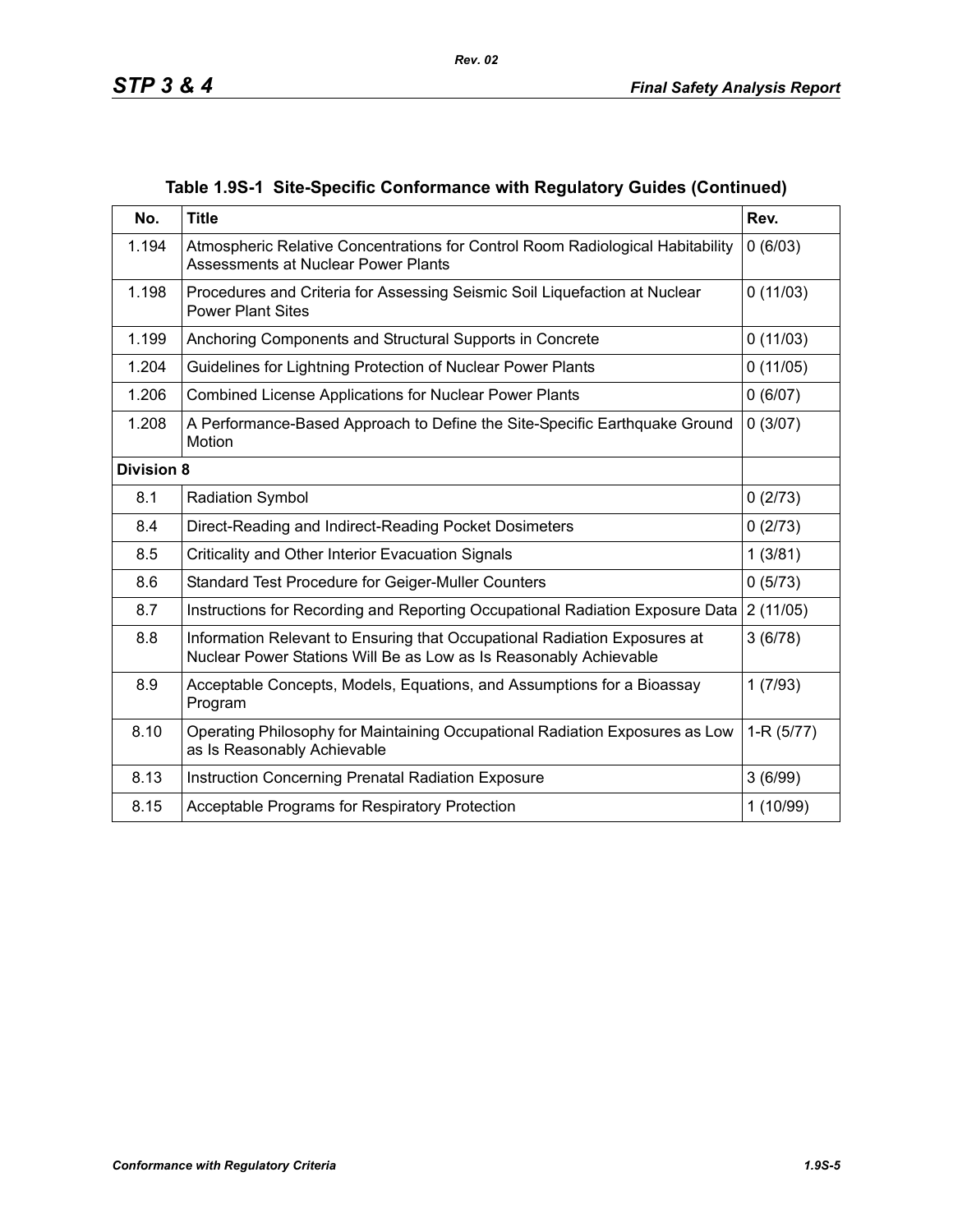**Table 1.9S-1 Site-Specific Conformance with Regulatory Guides (Continued)**

| No. | Title | Rev. |
|---|---|---|
| 1.194 | Atmospheric Relative Concentrations for Control Room Radiological Habitability Assessments at Nuclear Power Plants | 0 (6/03) |
| 1.198 | Procedures and Criteria for Assessing Seismic Soil Liquefaction at Nuclear Power Plant Sites | 0 (11/03) |
| 1.199 | Anchoring Components and Structural Supports in Concrete | 0 (11/03) |
| 1.204 | Guidelines for Lightning Protection of Nuclear Power Plants | 0 (11/05) |
| 1.206 | Combined License Applications for Nuclear Power Plants | 0 (6/07) |
| 1.208 | A Performance-Based Approach to Define the Site-Specific Earthquake Ground Motion | 0 (3/07) |
| **Division 8** | | |
| 8.1 | Radiation Symbol | 0 (2/73) |
| 8.4 | Direct-Reading and Indirect-Reading Pocket Dosimeters | 0 (2/73) |
| 8.5 | Criticality and Other Interior Evacuation Signals | 1 (3/81) |
| 8.6 | Standard Test Procedure for Geiger-Muller Counters | 0 (5/73) |
| 8.7 | Instructions for Recording and Reporting Occupational Radiation Exposure Data | 2 (11/05) |
| 8.8 | Information Relevant to Ensuring that Occupational Radiation Exposures at Nuclear Power Stations Will Be as Low as Is Reasonably Achievable | 3 (6/78) |
| 8.9 | Acceptable Concepts, Models, Equations, and Assumptions for a Bioassay Program | 1 (7/93) |
| 8.10 | Operating Philosophy for Maintaining Occupational Radiation Exposures as Low as Is Reasonably Achievable | 1-R (5/77) |
| 8.13 | Instruction Concerning Prenatal Radiation Exposure | 3 (6/99) |
| 8.15 | Acceptable Programs for Respiratory Protection | 1 (10/99) |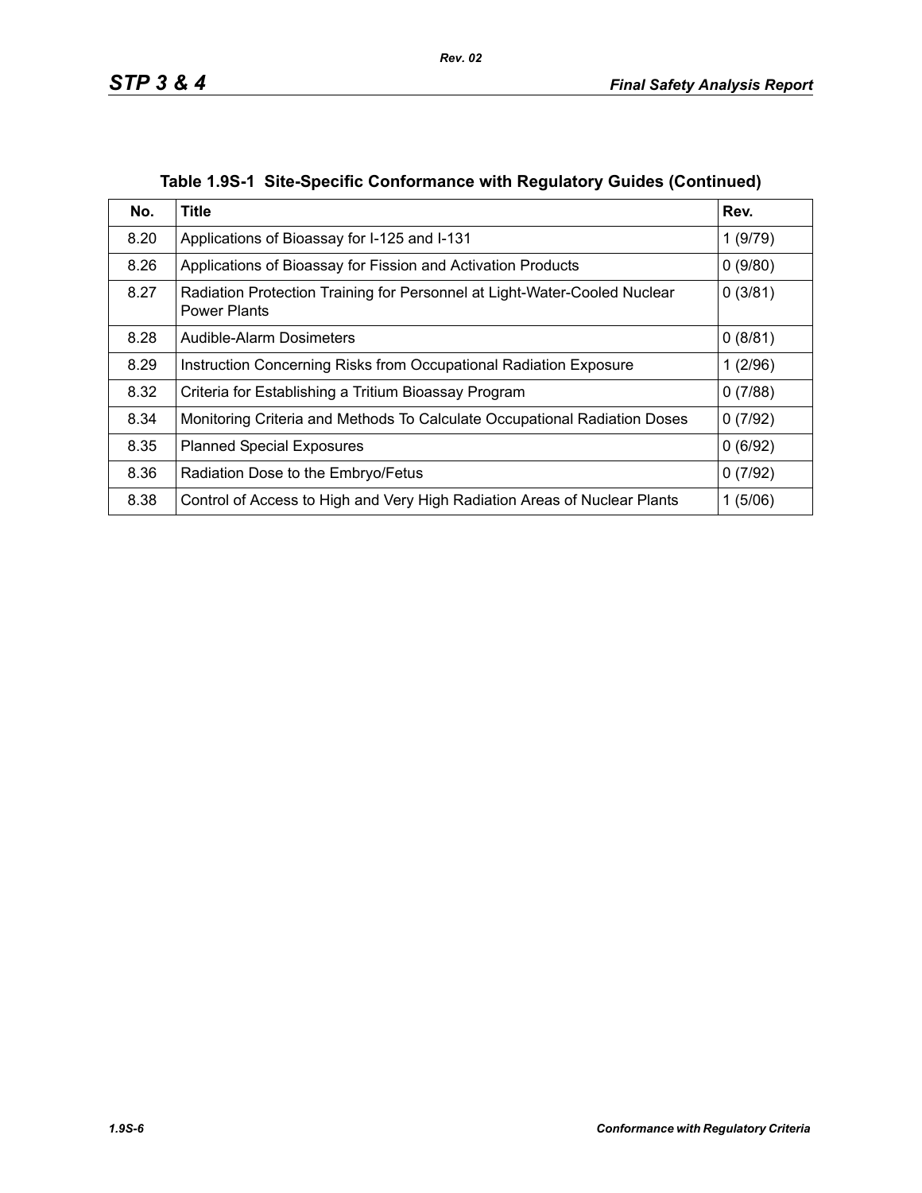**Table 1.9S-1 Site-Specific Conformance with Regulatory Guides (Continued)**

| No. | Title | Rev. |
|---|---|---|
| 8.20 | Applications of Bioassay for I-125 and I-131 | 1 (9/79) |
| 8.26 | Applications of Bioassay for Fission and Activation Products | 0 (9/80) |
| 8.27 | Radiation Protection Training for Personnel at Light-Water-Cooled Nuclear Power Plants | 0 (3/81) |
| 8.28 | Audible-Alarm Dosimeters | 0 (8/81) |
| 8.29 | Instruction Concerning Risks from Occupational Radiation Exposure | 1 (2/96) |
| 8.32 | Criteria for Establishing a Tritium Bioassay Program | 0 (7/88) |
| 8.34 | Monitoring Criteria and Methods To Calculate Occupational Radiation Doses | 0 (7/92) |
| 8.35 | Planned Special Exposures | 0 (6/92) |
| 8.36 | Radiation Dose to the Embryo/Fetus | 0 (7/92) |
| 8.38 | Control of Access to High and Very High Radiation Areas of Nuclear Plants | 1 (5/06) |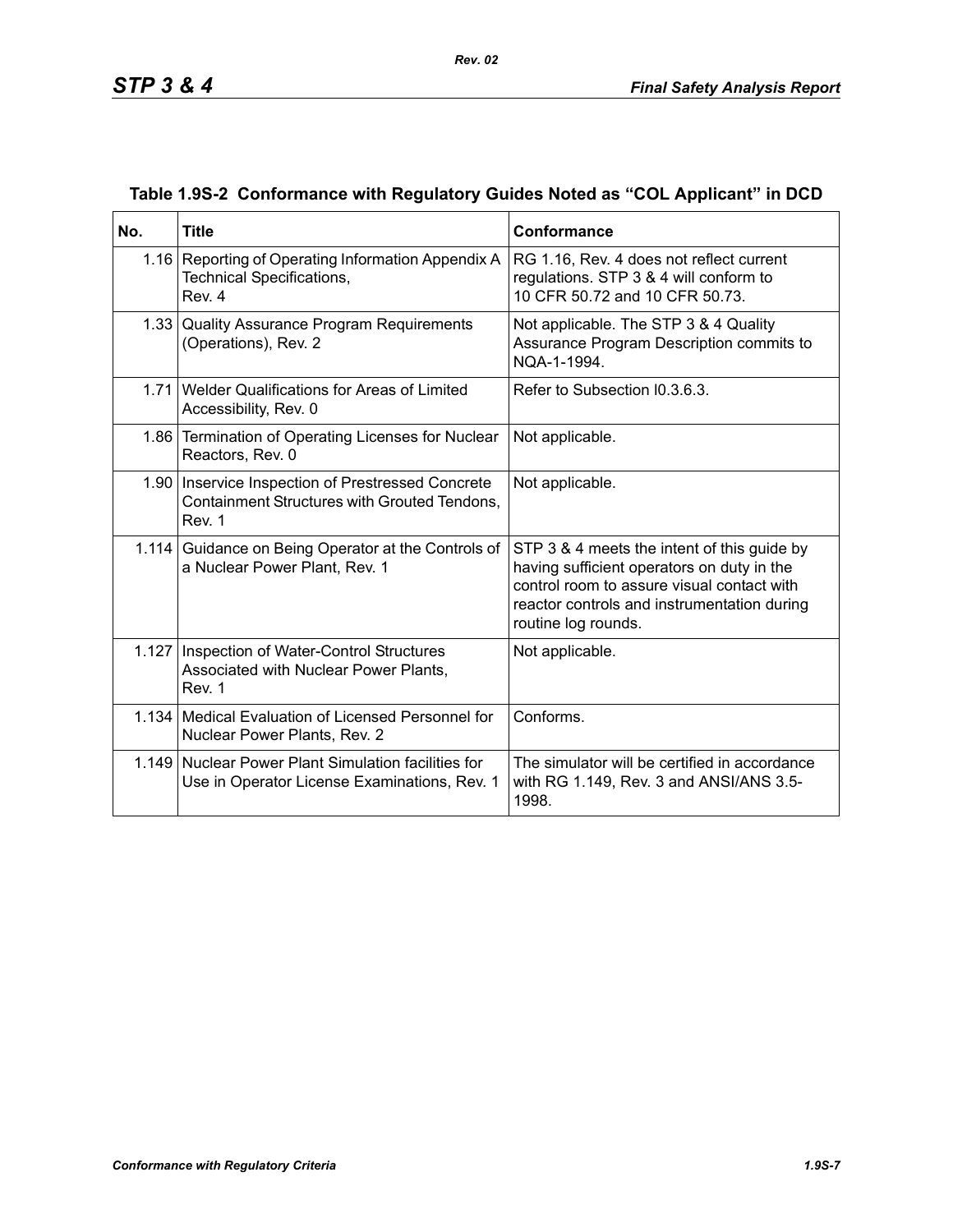## Table 1.9S-2 Conformance with Regulatory Guides Noted as "COL Applicant" in DCD

| No. | Title | Conformance |
|---|---|---|
| 1.16 | Reporting of Operating Information Appendix A Technical Specifications, Rev. 4 | RG 1.16, Rev. 4 does not reflect current regulations. STP 3 & 4 will conform to 10 CFR 50.72 and 10 CFR 50.73. |
| 1.33 | Quality Assurance Program Requirements (Operations), Rev. 2 | Not applicable. The STP 3 & 4 Quality Assurance Program Description commits to NQA-1-1994. |
| 1.71 | Welder Qualifications for Areas of Limited Accessibility, Rev. 0 | Refer to Subsection I0.3.6.3. |
| 1.86 | Termination of Operating Licenses for Nuclear Reactors, Rev. 0 | Not applicable. |
| 1.90 | Inservice Inspection of Prestressed Concrete Containment Structures with Grouted Tendons, Rev. 1 | Not applicable. |
| 1.114 | Guidance on Being Operator at the Controls of a Nuclear Power Plant, Rev. 1 | STP 3 & 4 meets the intent of this guide by having sufficient operators on duty in the control room to assure visual contact with reactor controls and instrumentation during routine log rounds. |
| 1.127 | Inspection of Water-Control Structures Associated with Nuclear Power Plants, Rev. 1 | Not applicable. |
| 1.134 | Medical Evaluation of Licensed Personnel for Nuclear Power Plants, Rev. 2 | Conforms. |
| 1.149 | Nuclear Power Plant Simulation facilities for Use in Operator License Examinations, Rev. 1 | The simulator will be certified in accordance with RG 1.149, Rev. 3 and ANSI/ANS 3.5-1998. |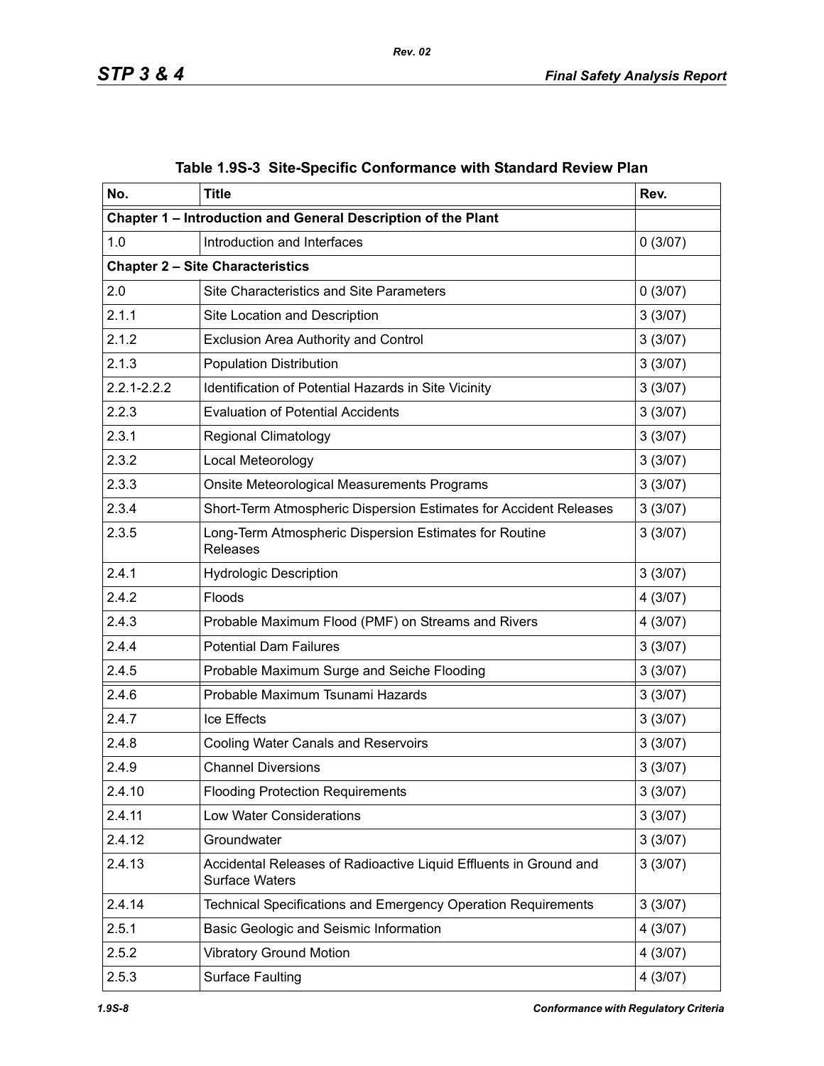**Table 1.9S-3 Site-Specific Conformance with Standard Review Plan**

| No. | Title | Rev. |
|---|---|---|
| **Chapter 1 – Introduction and General Description of the Plant** | | |
| 1.0 | Introduction and Interfaces | 0 (3/07) |
| **Chapter 2 – Site Characteristics** | | |
| 2.0 | Site Characteristics and Site Parameters | 0 (3/07) |
| 2.1.1 | Site Location and Description | 3 (3/07) |
| 2.1.2 | Exclusion Area Authority and Control | 3 (3/07) |
| 2.1.3 | Population Distribution | 3 (3/07) |
| 2.2.1-2.2.2 | Identification of Potential Hazards in Site Vicinity | 3 (3/07) |
| 2.2.3 | Evaluation of Potential Accidents | 3 (3/07) |
| 2.3.1 | Regional Climatology | 3 (3/07) |
| 2.3.2 | Local Meteorology | 3 (3/07) |
| 2.3.3 | Onsite Meteorological Measurements Programs | 3 (3/07) |
| 2.3.4 | Short-Term Atmospheric Dispersion Estimates for Accident Releases | 3 (3/07) |
| 2.3.5 | Long-Term Atmospheric Dispersion Estimates for Routine Releases | 3 (3/07) |
| 2.4.1 | Hydrologic Description | 3 (3/07) |
| 2.4.2 | Floods | 4 (3/07) |
| 2.4.3 | Probable Maximum Flood (PMF) on Streams and Rivers | 4 (3/07) |
| 2.4.4 | Potential Dam Failures | 3 (3/07) |
| 2.4.5 | Probable Maximum Surge and Seiche Flooding | 3 (3/07) |
| 2.4.6 | Probable Maximum Tsunami Hazards | 3 (3/07) |
| 2.4.7 | Ice Effects | 3 (3/07) |
| 2.4.8 | Cooling Water Canals and Reservoirs | 3 (3/07) |
| 2.4.9 | Channel Diversions | 3 (3/07) |
| 2.4.10 | Flooding Protection Requirements | 3 (3/07) |
| 2.4.11 | Low Water Considerations | 3 (3/07) |
| 2.4.12 | Groundwater | 3 (3/07) |
| 2.4.13 | Accidental Releases of Radioactive Liquid Effluents in Ground and Surface Waters | 3 (3/07) |
| 2.4.14 | Technical Specifications and Emergency Operation Requirements | 3 (3/07) |
| 2.5.1 | Basic Geologic and Seismic Information | 4 (3/07) |
| 2.5.2 | Vibratory Ground Motion | 4 (3/07) |
| 2.5.3 | Surface Faulting | 4 (3/07) |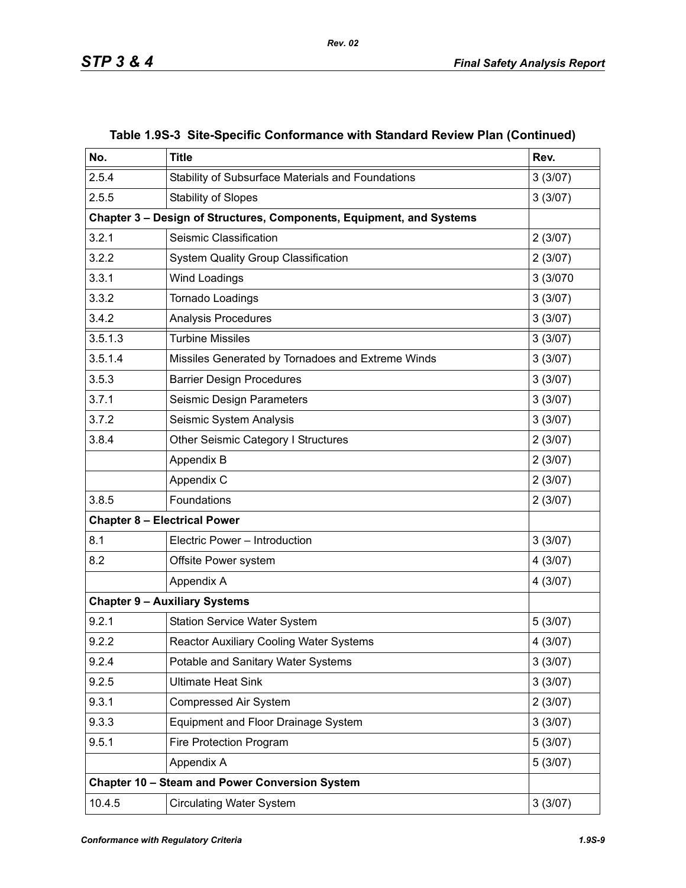**Table 1.9S-3 Site-Specific Conformance with Standard Review Plan (Continued)**

| No. | Title | Rev. |
|---|---|---|
| 2.5.4 | Stability of Subsurface Materials and Foundations | 3 (3/07) |
| 2.5.5 | Stability of Slopes | 3 (3/07) |
| **Chapter 3 – Design of Structures, Components, Equipment, and Systems** | | |
| 3.2.1 | Seismic Classification | 2 (3/07) |
| 3.2.2 | System Quality Group Classification | 2 (3/07) |
| 3.3.1 | Wind Loadings | 3 (3/070 |
| 3.3.2 | Tornado Loadings | 3 (3/07) |
| 3.4.2 | Analysis Procedures | 3 (3/07) |
| 3.5.1.3 | Turbine Missiles | 3 (3/07) |
| 3.5.1.4 | Missiles Generated by Tornadoes and Extreme Winds | 3 (3/07) |
| 3.5.3 | Barrier Design Procedures | 3 (3/07) |
| 3.7.1 | Seismic Design Parameters | 3 (3/07) |
| 3.7.2 | Seismic System Analysis | 3 (3/07) |
| 3.8.4 | Other Seismic Category I Structures | 2 (3/07) |
| | Appendix B | 2 (3/07) |
| | Appendix C | 2 (3/07) |
| 3.8.5 | Foundations | 2 (3/07) |
| **Chapter 8 – Electrical Power** | | |
| 8.1 | Electric Power – Introduction | 3 (3/07) |
| 8.2 | Offsite Power system | 4 (3/07) |
| | Appendix A | 4 (3/07) |
| **Chapter 9 – Auxiliary Systems** | | |
| 9.2.1 | Station Service Water System | 5 (3/07) |
| 9.2.2 | Reactor Auxiliary Cooling Water Systems | 4 (3/07) |
| 9.2.4 | Potable and Sanitary Water Systems | 3 (3/07) |
| 9.2.5 | Ultimate Heat Sink | 3 (3/07) |
| 9.3.1 | Compressed Air System | 2 (3/07) |
| 9.3.3 | Equipment and Floor Drainage System | 3 (3/07) |
| 9.5.1 | Fire Protection Program | 5 (3/07) |
| | Appendix A | 5 (3/07) |
| **Chapter 10 – Steam and Power Conversion System** | | |
| 10.4.5 | Circulating Water System | 3 (3/07) |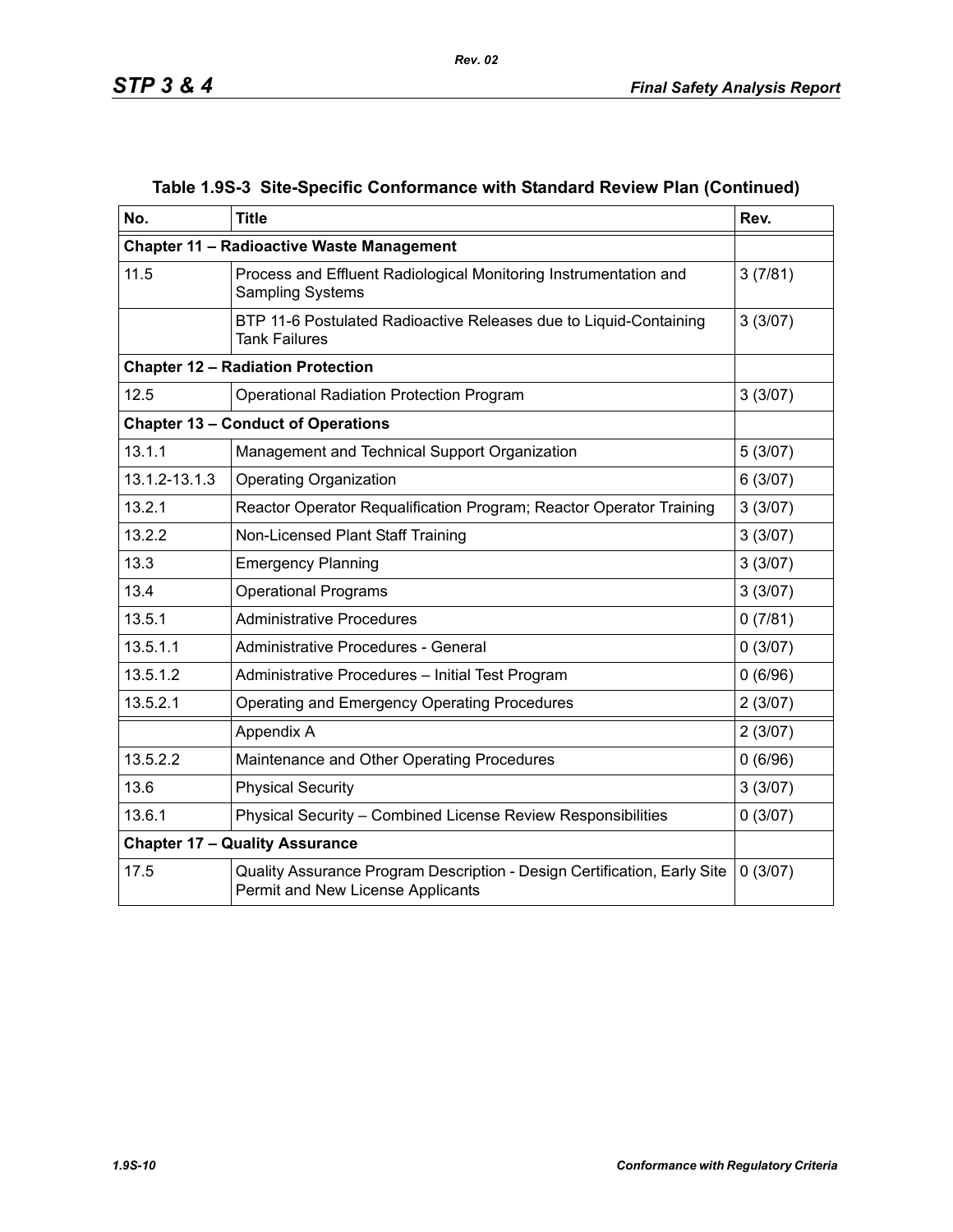## Table 1.9S-3 Site-Specific Conformance with Standard Review Plan (Continued)

| No. | Title | Rev. |
|---|---|---|
| **Chapter 11 – Radioactive Waste Management** | | |
| 11.5 | Process and Effluent Radiological Monitoring Instrumentation and Sampling Systems | 3 (7/81) |
| | BTP 11-6 Postulated Radioactive Releases due to Liquid-Containing Tank Failures | 3 (3/07) |
| **Chapter 12 – Radiation Protection** | | |
| 12.5 | Operational Radiation Protection Program | 3 (3/07) |
| **Chapter 13 – Conduct of Operations** | | |
| 13.1.1 | Management and Technical Support Organization | 5 (3/07) |
| 13.1.2-13.1.3 | Operating Organization | 6 (3/07) |
| 13.2.1 | Reactor Operator Requalification Program; Reactor Operator Training | 3 (3/07) |
| 13.2.2 | Non-Licensed Plant Staff Training | 3 (3/07) |
| 13.3 | Emergency Planning | 3 (3/07) |
| 13.4 | Operational Programs | 3 (3/07) |
| 13.5.1 | Administrative Procedures | 0 (7/81) |
| 13.5.1.1 | Administrative Procedures - General | 0 (3/07) |
| 13.5.1.2 | Administrative Procedures – Initial Test Program | 0 (6/96) |
| 13.5.2.1 | Operating and Emergency Operating Procedures | 2 (3/07) |
| | Appendix A | 2 (3/07) |
| 13.5.2.2 | Maintenance and Other Operating Procedures | 0 (6/96) |
| 13.6 | Physical Security | 3 (3/07) |
| 13.6.1 | Physical Security – Combined License Review Responsibilities | 0 (3/07) |
| **Chapter 17 – Quality Assurance** | | |
| 17.5 | Quality Assurance Program Description - Design Certification, Early Site Permit and New License Applicants | 0 (3/07) |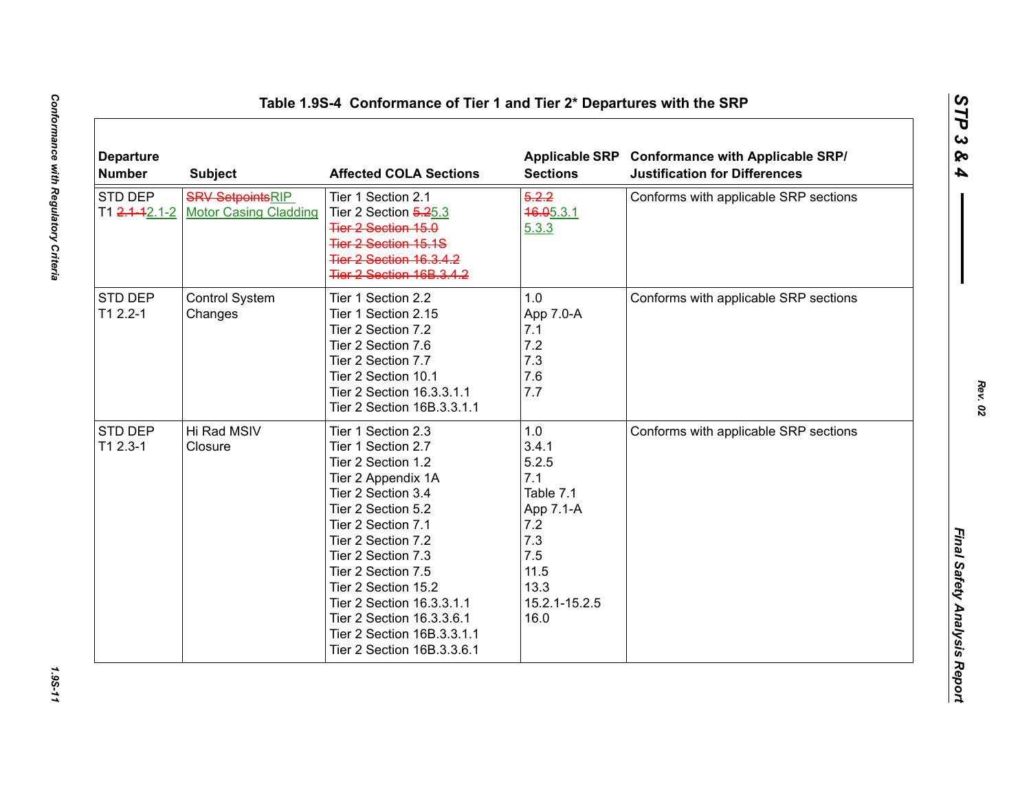## Table 1.9S-4 Conformance of Tier 1 and Tier 2* Departures with the SRP

| Departure Number | Subject | Affected COLA Sections | Applicable SRP Sections | Conformance with Applicable SRP/ Justification for Differences |
|---|---|---|---|---|
| STD DEP T1 ~~2.1-1~~2.1-2 | ~~SRV Setpoints~~RIP Motor Casing Cladding | Tier 1 Section 2.1<br>Tier 2 Section ~~5.2~~5.3<br>~~Tier 2 Section 15.0~~<br>~~Tier 2 Section 15.1S~~<br>~~Tier 2 Section 16.3.4.2~~<br>~~Tier 2 Section 16B.3.4.2~~ | ~~5.2.2~~<br>~~16.0~~5.3.1<br>5.3.3 | Conforms with applicable SRP sections |
| STD DEP T1 2.2-1 | Control System Changes | Tier 1 Section 2.2<br>Tier 1 Section 2.15<br>Tier 2 Section 7.2<br>Tier 2 Section 7.6<br>Tier 2 Section 7.7<br>Tier 2 Section 10.1<br>Tier 2 Section 16.3.3.1.1<br>Tier 2 Section 16B.3.3.1.1 | 1.0<br>App 7.0-A<br>7.1<br>7.2<br>7.3<br>7.6<br>7.7 | Conforms with applicable SRP sections |
| STD DEP T1 2.3-1 | Hi Rad MSIV Closure | Tier 1 Section 2.3<br>Tier 1 Section 2.7<br>Tier 2 Section 1.2<br>Tier 2 Appendix 1A<br>Tier 2 Section 3.4<br>Tier 2 Section 5.2<br>Tier 2 Section 7.1<br>Tier 2 Section 7.2<br>Tier 2 Section 7.3<br>Tier 2 Section 7.5<br>Tier 2 Section 15.2<br>Tier 2 Section 16.3.3.1.1<br>Tier 2 Section 16.3.3.6.1<br>Tier 2 Section 16B.3.3.1.1<br>Tier 2 Section 16B.3.3.6.1 | 1.0<br>3.4.1<br>5.2.5<br>7.1<br>Table 7.1<br>App 7.1-A<br>7.2<br>7.3<br>7.5<br>11.5<br>13.3<br>15.2.1-15.2.5<br>16.0 | Conforms with applicable SRP sections |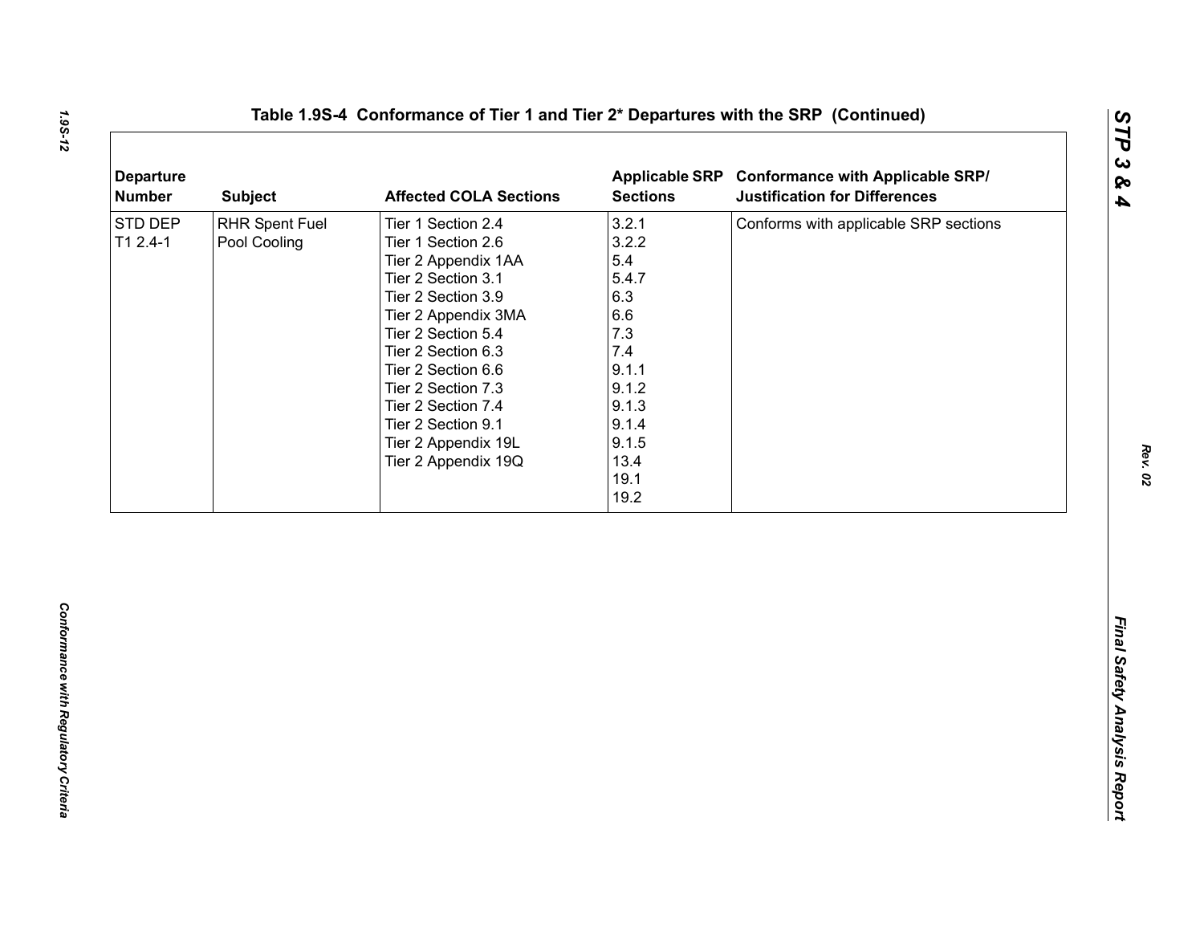## Table 1.9S-4 Conformance of Tier 1 and Tier 2* Departures with the SRP (Continued)

| Departure Number | Subject | Affected COLA Sections | Applicable SRP Sections | Conformance with Applicable SRP/ Justification for Differences |
|---|---|---|---|---|
| STD DEP T1 2.4-1 | RHR Spent Fuel Pool Cooling | Tier 1 Section 2.4<br>Tier 1 Section 2.6<br>Tier 2 Appendix 1AA<br>Tier 2 Section 3.1<br>Tier 2 Section 3.9<br>Tier 2 Appendix 3MA<br>Tier 2 Section 5.4<br>Tier 2 Section 6.3<br>Tier 2 Section 6.6<br>Tier 2 Section 7.3<br>Tier 2 Section 7.4<br>Tier 2 Section 9.1<br>Tier 2 Appendix 19L<br>Tier 2 Appendix 19Q | 3.2.1<br>3.2.2<br>5.4<br>5.4.7<br>6.3<br>6.6<br>7.3<br>7.4<br>9.1.1<br>9.1.2<br>9.1.3<br>9.1.4<br>9.1.5<br>13.4<br>19.1<br>19.2 | Conforms with applicable SRP sections |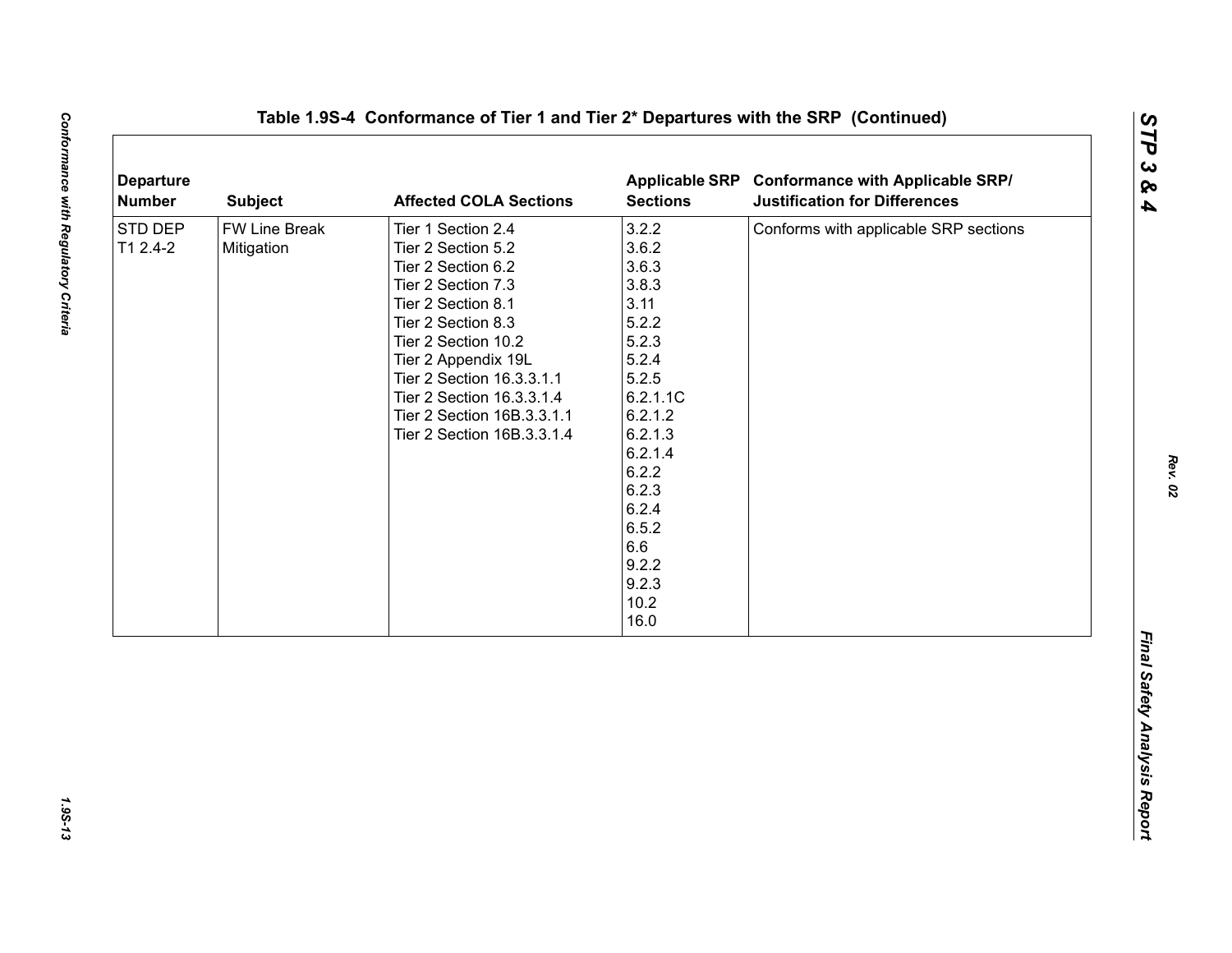**Table 1.9S-4 Conformance of Tier 1 and Tier 2* Departures with the SRP (Continued)**

| Departure Number | Subject | Affected COLA Sections | Applicable SRP Sections | Conformance with Applicable SRP/ Justification for Differences |
|---|---|---|---|---|
| STD DEP T1 2.4-2 | FW Line Break Mitigation | Tier 1 Section 2.4<br>Tier 2 Section 5.2<br>Tier 2 Section 6.2<br>Tier 2 Section 7.3<br>Tier 2 Section 8.1<br>Tier 2 Section 8.3<br>Tier 2 Section 10.2<br>Tier 2 Appendix 19L<br>Tier 2 Section 16.3.3.1.1<br>Tier 2 Section 16.3.3.1.4<br>Tier 2 Section 16B.3.3.1.1<br>Tier 2 Section 16B.3.3.1.4 | 3.2.2<br>3.6.2<br>3.6.3<br>3.8.3<br>3.11<br>5.2.2<br>5.2.3<br>5.2.4<br>5.2.5<br>6.2.1.1C<br>6.2.1.2<br>6.2.1.3<br>6.2.1.4<br>6.2.2<br>6.2.3<br>6.2.4<br>6.5.2<br>6.6<br>9.2.2<br>9.2.3<br>10.2<br>16.0 | Conforms with applicable SRP sections |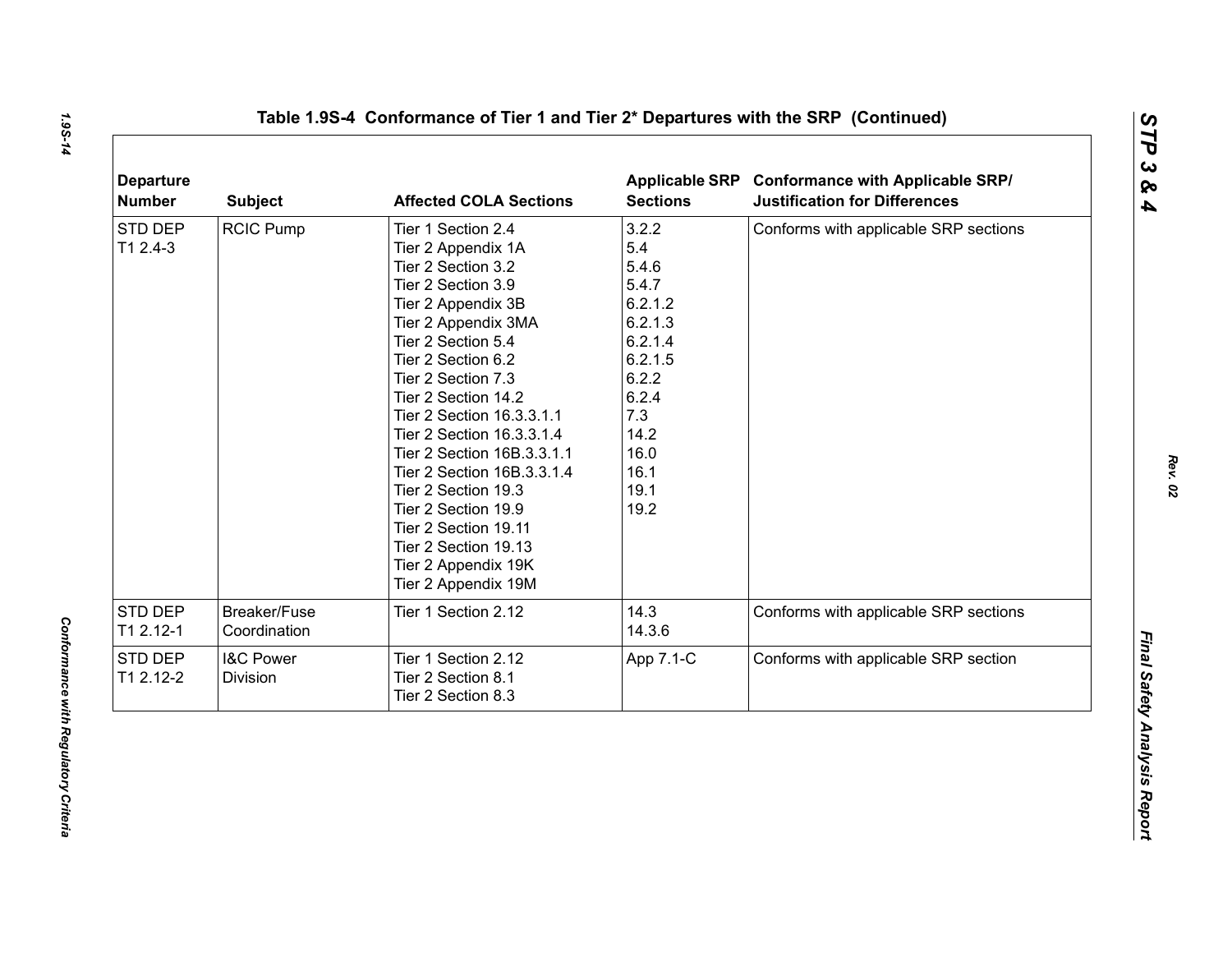**Table 1.9S-4 Conformance of Tier 1 and Tier 2* Departures with the SRP (Continued)**

| Departure Number | Subject | Affected COLA Sections | Applicable SRP Sections | Conformance with Applicable SRP/ Justification for Differences |
|---|---|---|---|---|
| STD DEP T1 2.4-3 | RCIC Pump | Tier 1 Section 2.4<br>Tier 2 Appendix 1A<br>Tier 2 Section 3.2<br>Tier 2 Section 3.9<br>Tier 2 Appendix 3B<br>Tier 2 Appendix 3MA<br>Tier 2 Section 5.4<br>Tier 2 Section 6.2<br>Tier 2 Section 7.3<br>Tier 2 Section 14.2<br>Tier 2 Section 16.3.3.1.1<br>Tier 2 Section 16.3.3.1.4<br>Tier 2 Section 16B.3.3.1.1<br>Tier 2 Section 16B.3.3.1.4<br>Tier 2 Section 19.3<br>Tier 2 Section 19.9<br>Tier 2 Section 19.11<br>Tier 2 Section 19.13<br>Tier 2 Appendix 19K<br>Tier 2 Appendix 19M | 3.2.2<br>5.4<br>5.4.6<br>5.4.7<br>6.2.1.2<br>6.2.1.3<br>6.2.1.4<br>6.2.1.5<br>6.2.2<br>6.2.4<br>7.3<br>14.2<br>16.0<br>16.1<br>19.1<br>19.2 | Conforms with applicable SRP sections |
| STD DEP T1 2.12-1 | Breaker/Fuse Coordination | Tier 1 Section 2.12 | 14.3<br>14.3.6 | Conforms with applicable SRP sections |
| STD DEP T1 2.12-2 | I&C Power Division | Tier 1 Section 2.12<br>Tier 2 Section 8.1<br>Tier 2 Section 8.3 | App 7.1-C | Conforms with applicable SRP section |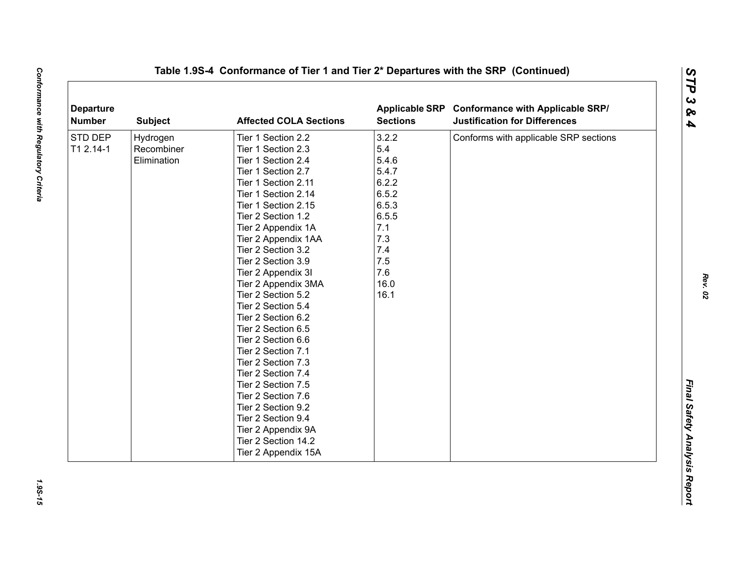**Table 1.9S-4 Conformance of Tier 1 and Tier 2* Departures with the SRP (Continued)**

| Departure Number | Subject | Affected COLA Sections | Applicable SRP Sections | Conformance with Applicable SRP/ Justification for Differences |
|---|---|---|---|---|
| STD DEP T1 2.14-1 | Hydrogen Recombiner Elimination | Tier 1 Section 2.2<br>Tier 1 Section 2.3<br>Tier 1 Section 2.4<br>Tier 1 Section 2.7<br>Tier 1 Section 2.11<br>Tier 1 Section 2.14<br>Tier 1 Section 2.15<br>Tier 2 Section 1.2<br>Tier 2 Appendix 1A<br>Tier 2 Appendix 1AA<br>Tier 2 Section 3.2<br>Tier 2 Section 3.9<br>Tier 2 Appendix 3I<br>Tier 2 Appendix 3MA<br>Tier 2 Section 5.2<br>Tier 2 Section 5.4<br>Tier 2 Section 6.2<br>Tier 2 Section 6.5<br>Tier 2 Section 6.6<br>Tier 2 Section 7.1<br>Tier 2 Section 7.3<br>Tier 2 Section 7.4<br>Tier 2 Section 7.5<br>Tier 2 Section 7.6<br>Tier 2 Section 9.2<br>Tier 2 Section 9.4<br>Tier 2 Appendix 9A<br>Tier 2 Section 14.2<br>Tier 2 Appendix 15A | 3.2.2<br>5.4<br>5.4.6<br>5.4.7<br>6.2.2<br>6.5.2<br>6.5.3<br>6.5.5<br>7.1<br>7.3<br>7.4<br>7.5<br>7.6<br>16.0<br>16.1 | Conforms with applicable SRP sections |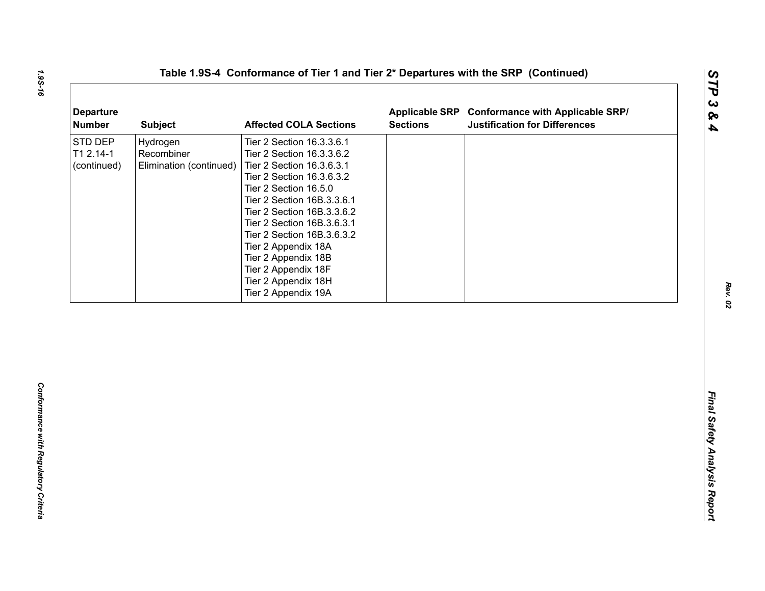## Table 1.9S-4 Conformance of Tier 1 and Tier 2* Departures with the SRP (Continued)

| Departure Number | Subject | Affected COLA Sections | Applicable SRP Sections | Conformance with Applicable SRP/ Justification for Differences |
|---|---|---|---|---|
| STD DEP T1 2.14-1 (continued) | Hydrogen Recombiner Elimination (continued) | Tier 2 Section 16.3.3.6.1<br>Tier 2 Section 16.3.3.6.2<br>Tier 2 Section 16.3.6.3.1<br>Tier 2 Section 16.3.6.3.2<br>Tier 2 Section 16.5.0<br>Tier 2 Section 16B.3.3.6.1<br>Tier 2 Section 16B.3.3.6.2<br>Tier 2 Section 16B.3.6.3.1<br>Tier 2 Section 16B.3.6.3.2<br>Tier 2 Appendix 18A<br>Tier 2 Appendix 18B<br>Tier 2 Appendix 18F<br>Tier 2 Appendix 18H<br>Tier 2 Appendix 19A | | |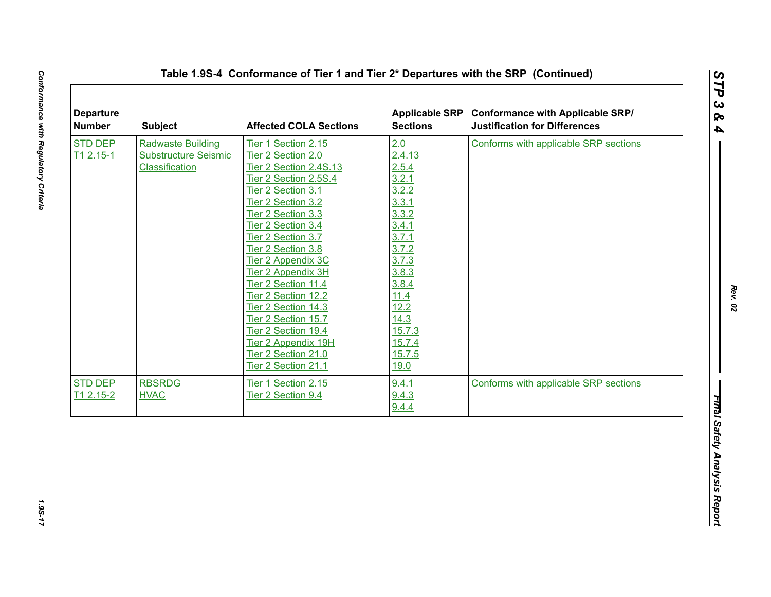**Table 1.9S-4 Conformance of Tier 1 and Tier 2* Departures with the SRP (Continued)**

| Departure Number | Subject | Affected COLA Sections | Applicable SRP Sections | Conformance with Applicable SRP/ Justification for Differences |
|---|---|---|---|---|
| STD DEP T1 2.15-1 | Radwaste Building Substructure Seismic Classification | Tier 1 Section 2.15<br>Tier 2 Section 2.0<br>Tier 2 Section 2.4S.13<br>Tier 2 Section 2.5S.4<br>Tier 2 Section 3.1<br>Tier 2 Section 3.2<br>Tier 2 Section 3.3<br>Tier 2 Section 3.4<br>Tier 2 Section 3.7<br>Tier 2 Section 3.8<br>Tier 2 Appendix 3C<br>Tier 2 Appendix 3H<br>Tier 2 Section 11.4<br>Tier 2 Section 12.2<br>Tier 2 Section 14.3<br>Tier 2 Section 15.7<br>Tier 2 Section 19.4<br>Tier 2 Appendix 19H<br>Tier 2 Section 21.0<br>Tier 2 Section 21.1 | 2.0<br>2.4.13<br>2.5.4<br>3.2.1<br>3.2.2<br>3.3.1<br>3.3.2<br>3.4.1<br>3.7.1<br>3.7.2<br>3.7.3<br>3.8.3<br>3.8.4<br>11.4<br>12.2<br>14.3<br>15.7.3<br>15.7.4<br>15.7.5<br>19.0 | Conforms with applicable SRP sections |
| STD DEP T1 2.15-2 | RBSRDG HVAC | Tier 1 Section 2.15<br>Tier 2 Section 9.4 | 9.4.1<br>9.4.3<br>9.4.4 | Conforms with applicable SRP sections |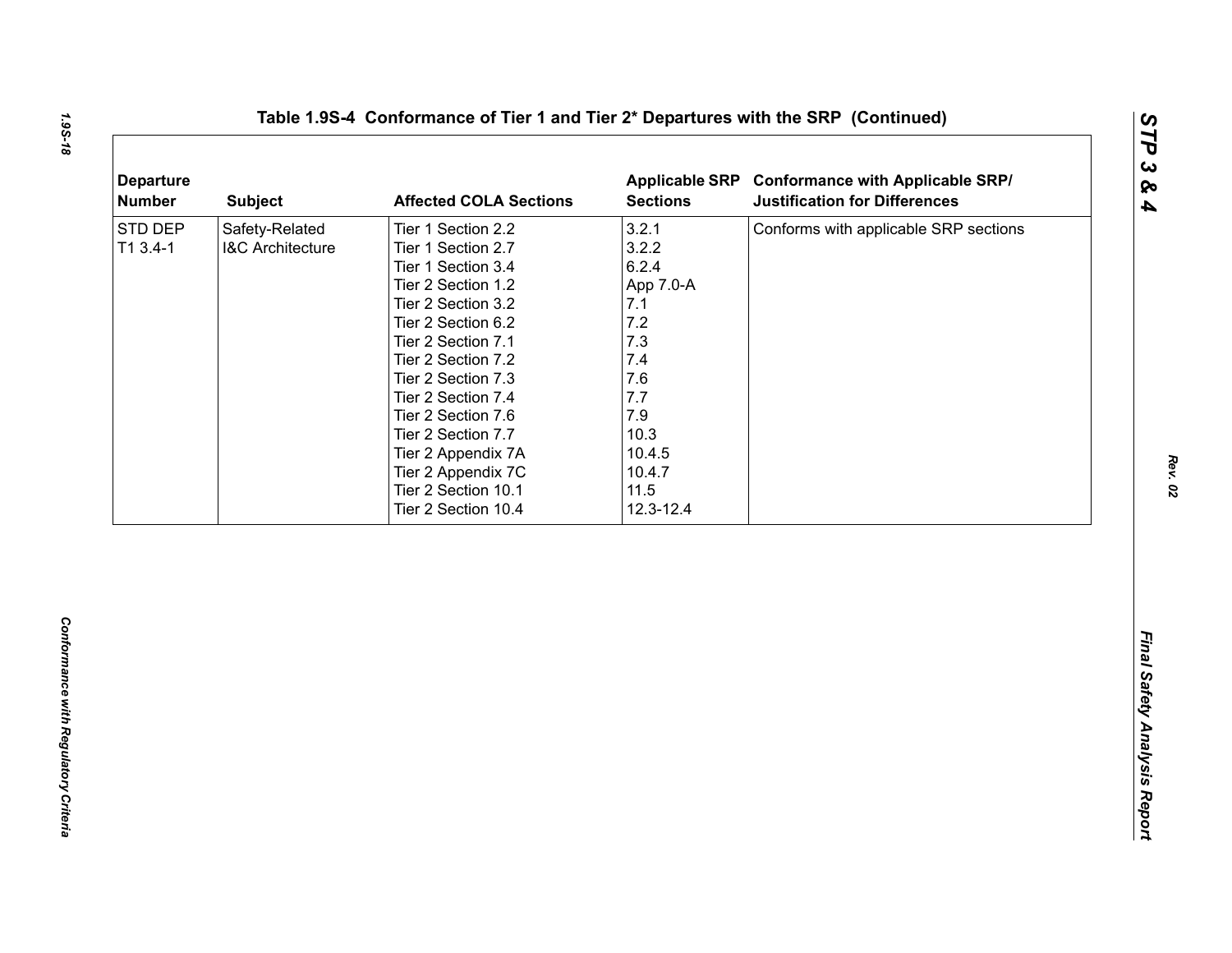**Table 1.9S-4 Conformance of Tier 1 and Tier 2* Departures with the SRP (Continued)**

| Departure Number | Subject | Affected COLA Sections | Applicable SRP Sections | Conformance with Applicable SRP/ Justification for Differences |
|---|---|---|---|---|
| STD DEP T1 3.4-1 | Safety-Related I&C Architecture | Tier 1 Section 2.2<br>Tier 1 Section 2.7<br>Tier 1 Section 3.4<br>Tier 2 Section 1.2<br>Tier 2 Section 3.2<br>Tier 2 Section 6.2<br>Tier 2 Section 7.1<br>Tier 2 Section 7.2<br>Tier 2 Section 7.3<br>Tier 2 Section 7.4<br>Tier 2 Section 7.6<br>Tier 2 Section 7.7<br>Tier 2 Appendix 7A<br>Tier 2 Appendix 7C<br>Tier 2 Section 10.1<br>Tier 2 Section 10.4 | 3.2.1<br>3.2.2<br>6.2.4<br>App 7.0-A<br>7.1<br>7.2<br>7.3<br>7.4<br>7.6<br>7.7<br>7.9<br>10.3<br>10.4.5<br>10.4.7<br>11.5<br>12.3-12.4 | Conforms with applicable SRP sections |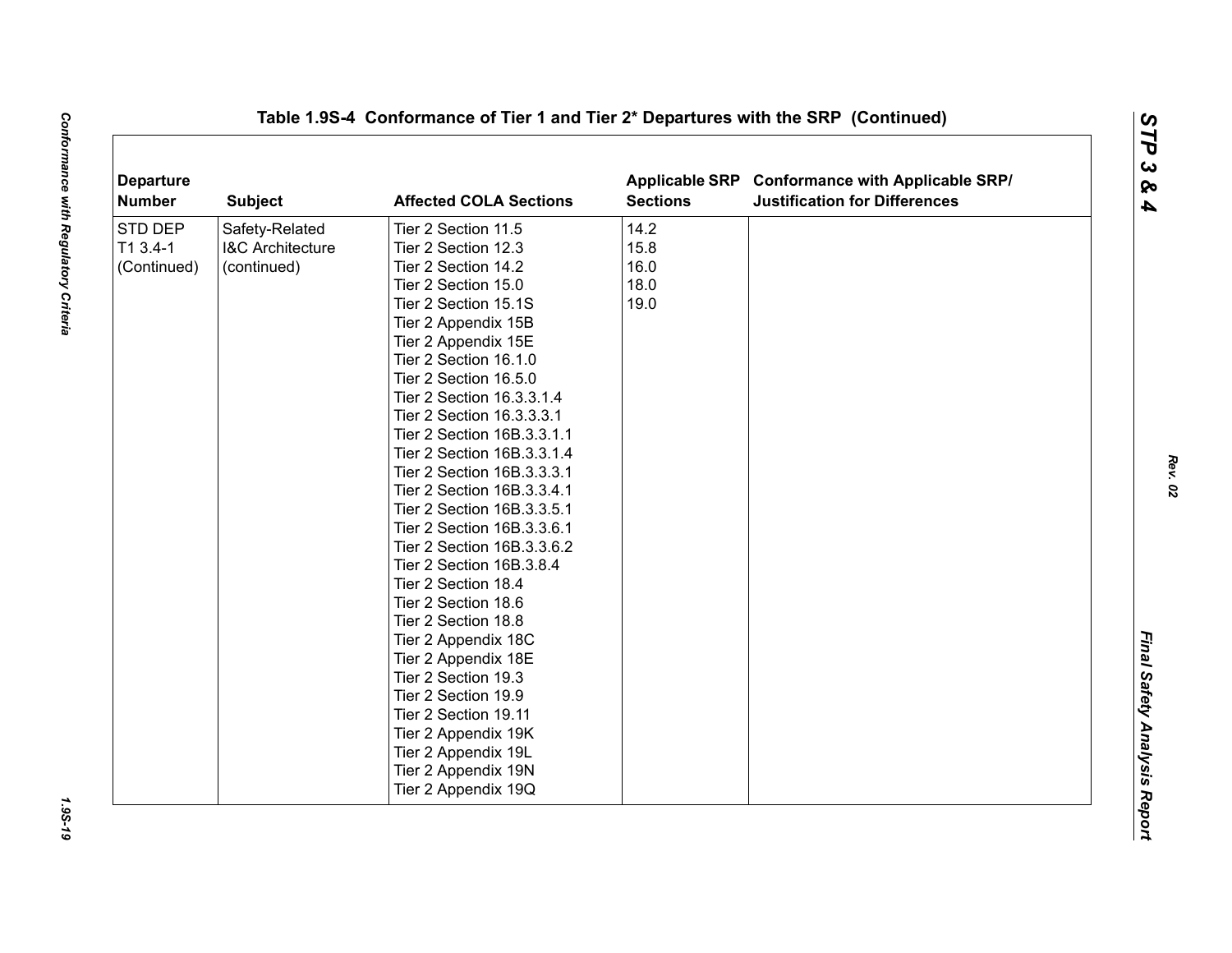**Table 1.9S-4 Conformance of Tier 1 and Tier 2* Departures with the SRP (Continued)**

| Departure Number | Subject | Affected COLA Sections | Applicable SRP Sections | Conformance with Applicable SRP/ Justification for Differences |
|---|---|---|---|---|
| STD DEP T1 3.4-1 (Continued) | Safety-Related I&C Architecture (continued) | Tier 2 Section 11.5<br>Tier 2 Section 12.3<br>Tier 2 Section 14.2<br>Tier 2 Section 15.0<br>Tier 2 Section 15.1S<br>Tier 2 Appendix 15B<br>Tier 2 Appendix 15E<br>Tier 2 Section 16.1.0<br>Tier 2 Section 16.5.0<br>Tier 2 Section 16.3.3.1.4<br>Tier 2 Section 16.3.3.3.1<br>Tier 2 Section 16B.3.3.1.1<br>Tier 2 Section 16B.3.3.1.4<br>Tier 2 Section 16B.3.3.3.1<br>Tier 2 Section 16B.3.3.4.1<br>Tier 2 Section 16B.3.3.5.1<br>Tier 2 Section 16B.3.3.6.1<br>Tier 2 Section 16B.3.3.6.2<br>Tier 2 Section 16B.3.8.4<br>Tier 2 Section 18.4<br>Tier 2 Section 18.6<br>Tier 2 Section 18.8<br>Tier 2 Appendix 18C<br>Tier 2 Appendix 18E<br>Tier 2 Section 19.3<br>Tier 2 Section 19.9<br>Tier 2 Section 19.11<br>Tier 2 Appendix 19K<br>Tier 2 Appendix 19L<br>Tier 2 Appendix 19N<br>Tier 2 Appendix 19Q | 14.2<br>15.8<br>16.0<br>18.0<br>19.0 | |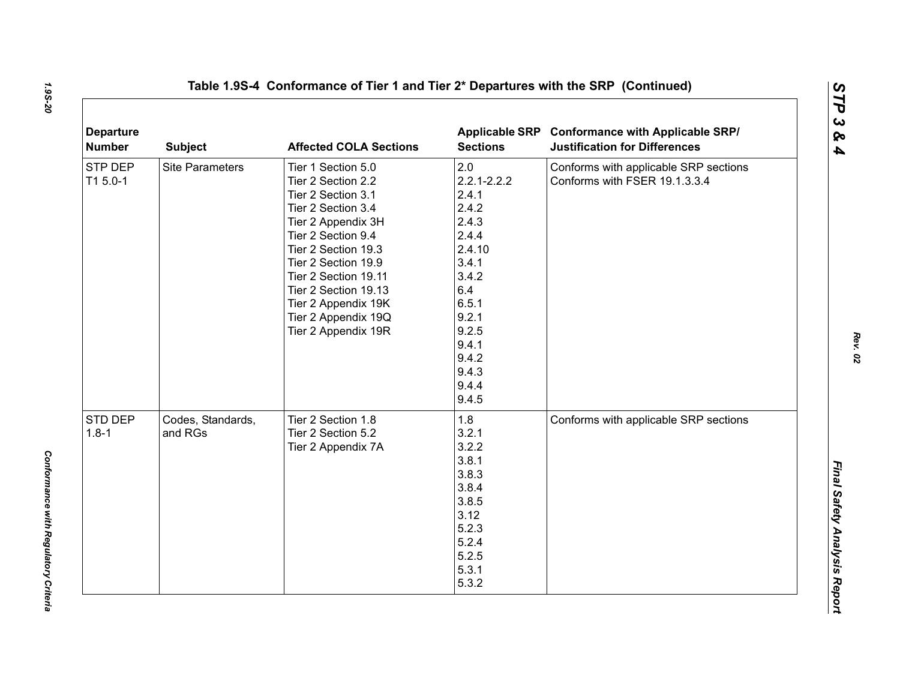# Table 1.9S-4 Conformance of Tier 1 and Tier 2* Departures with the SRP (Continued)

| Departure Number | Subject | Affected COLA Sections | Applicable SRP Sections | Conformance with Applicable SRP/ Justification for Differences |
|---|---|---|---|---|
| STP DEP T1 5.0-1 | Site Parameters | Tier 1 Section 5.0<br>Tier 2 Section 2.2<br>Tier 2 Section 3.1<br>Tier 2 Section 3.4<br>Tier 2 Appendix 3H<br>Tier 2 Section 9.4<br>Tier 2 Section 19.3<br>Tier 2 Section 19.9<br>Tier 2 Section 19.11<br>Tier 2 Section 19.13<br>Tier 2 Appendix 19K<br>Tier 2 Appendix 19Q<br>Tier 2 Appendix 19R | 2.0<br>2.2.1-2.2.2<br>2.4.1<br>2.4.2<br>2.4.3<br>2.4.4<br>2.4.10<br>3.4.1<br>3.4.2<br>6.4<br>6.5.1<br>9.2.1<br>9.2.5<br>9.4.1<br>9.4.2<br>9.4.3<br>9.4.4<br>9.4.5 | Conforms with applicable SRP sections<br>Conforms with FSER 19.1.3.3.4 |
| STD DEP 1.8-1 | Codes, Standards, and RGs | Tier 2 Section 1.8<br>Tier 2 Section 5.2<br>Tier 2 Appendix 7A | 1.8<br>3.2.1<br>3.2.2<br>3.8.1<br>3.8.3<br>3.8.4<br>3.8.5<br>3.12<br>5.2.3<br>5.2.4<br>5.2.5<br>5.3.1<br>5.3.2 | Conforms with applicable SRP sections |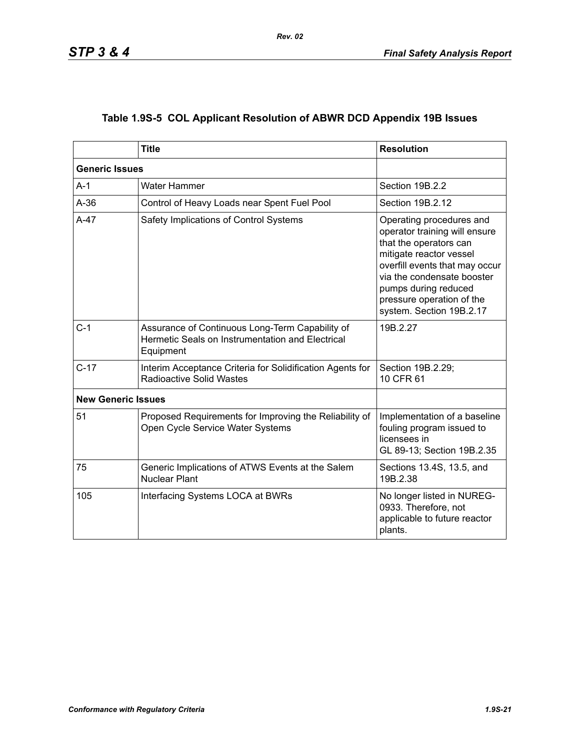## Table 1.9S-5 COL Applicant Resolution of ABWR DCD Appendix 19B Issues

| | Title | Resolution |
|---|---|---|
| **Generic Issues** | | |
| A-1 | Water Hammer | Section 19B.2.2 |
| A-36 | Control of Heavy Loads near Spent Fuel Pool | Section 19B.2.12 |
| A-47 | Safety Implications of Control Systems | Operating procedures and operator training will ensure that the operators can mitigate reactor vessel overfill events that may occur via the condensate booster pumps during reduced pressure operation of the system. Section 19B.2.17 |
| C-1 | Assurance of Continuous Long-Term Capability of Hermetic Seals on Instrumentation and Electrical Equipment | 19B.2.27 |
| C-17 | Interim Acceptance Criteria for Solidification Agents for Radioactive Solid Wastes | Section 19B.2.29; 10 CFR 61 |
| **New Generic Issues** | | |
| 51 | Proposed Requirements for Improving the Reliability of Open Cycle Service Water Systems | Implementation of a baseline fouling program issued to licensees in GL 89-13; Section 19B.2.35 |
| 75 | Generic Implications of ATWS Events at the Salem Nuclear Plant | Sections 13.4S, 13.5, and 19B.2.38 |
| 105 | Interfacing Systems LOCA at BWRs | No longer listed in NUREG-0933. Therefore, not applicable to future reactor plants. |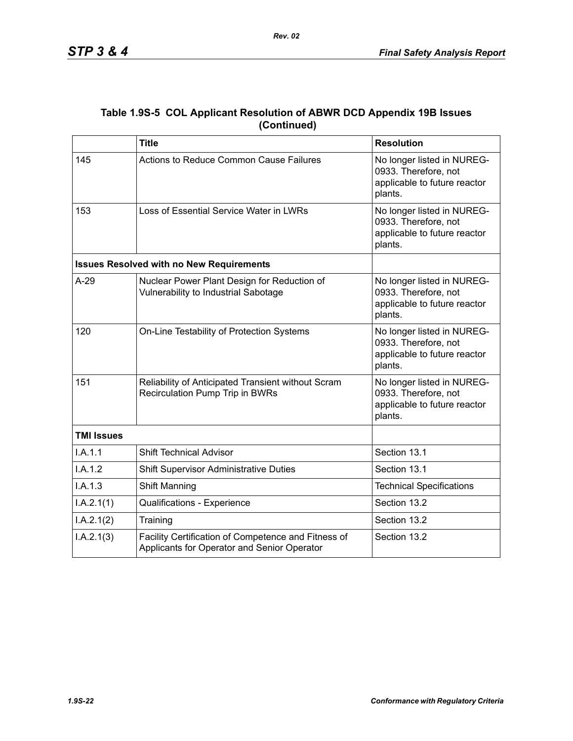### Table 1.9S-5 COL Applicant Resolution of ABWR DCD Appendix 19B Issues (Continued)

| | Title | Resolution |
|---|---|---|
| 145 | Actions to Reduce Common Cause Failures | No longer listed in NUREG-0933. Therefore, not applicable to future reactor plants. |
| 153 | Loss of Essential Service Water in LWRs | No longer listed in NUREG-0933. Therefore, not applicable to future reactor plants. |
| **Issues Resolved with no New Requirements** | | |
| A-29 | Nuclear Power Plant Design for Reduction of Vulnerability to Industrial Sabotage | No longer listed in NUREG-0933. Therefore, not applicable to future reactor plants. |
| 120 | On-Line Testability of Protection Systems | No longer listed in NUREG-0933. Therefore, not applicable to future reactor plants. |
| 151 | Reliability of Anticipated Transient without Scram Recirculation Pump Trip in BWRs | No longer listed in NUREG-0933. Therefore, not applicable to future reactor plants. |
| **TMI Issues** | | |
| I.A.1.1 | Shift Technical Advisor | Section 13.1 |
| I.A.1.2 | Shift Supervisor Administrative Duties | Section 13.1 |
| I.A.1.3 | Shift Manning | Technical Specifications |
| I.A.2.1(1) | Qualifications - Experience | Section 13.2 |
| I.A.2.1(2) | Training | Section 13.2 |
| I.A.2.1(3) | Facility Certification of Competence and Fitness of Applicants for Operator and Senior Operator | Section 13.2 |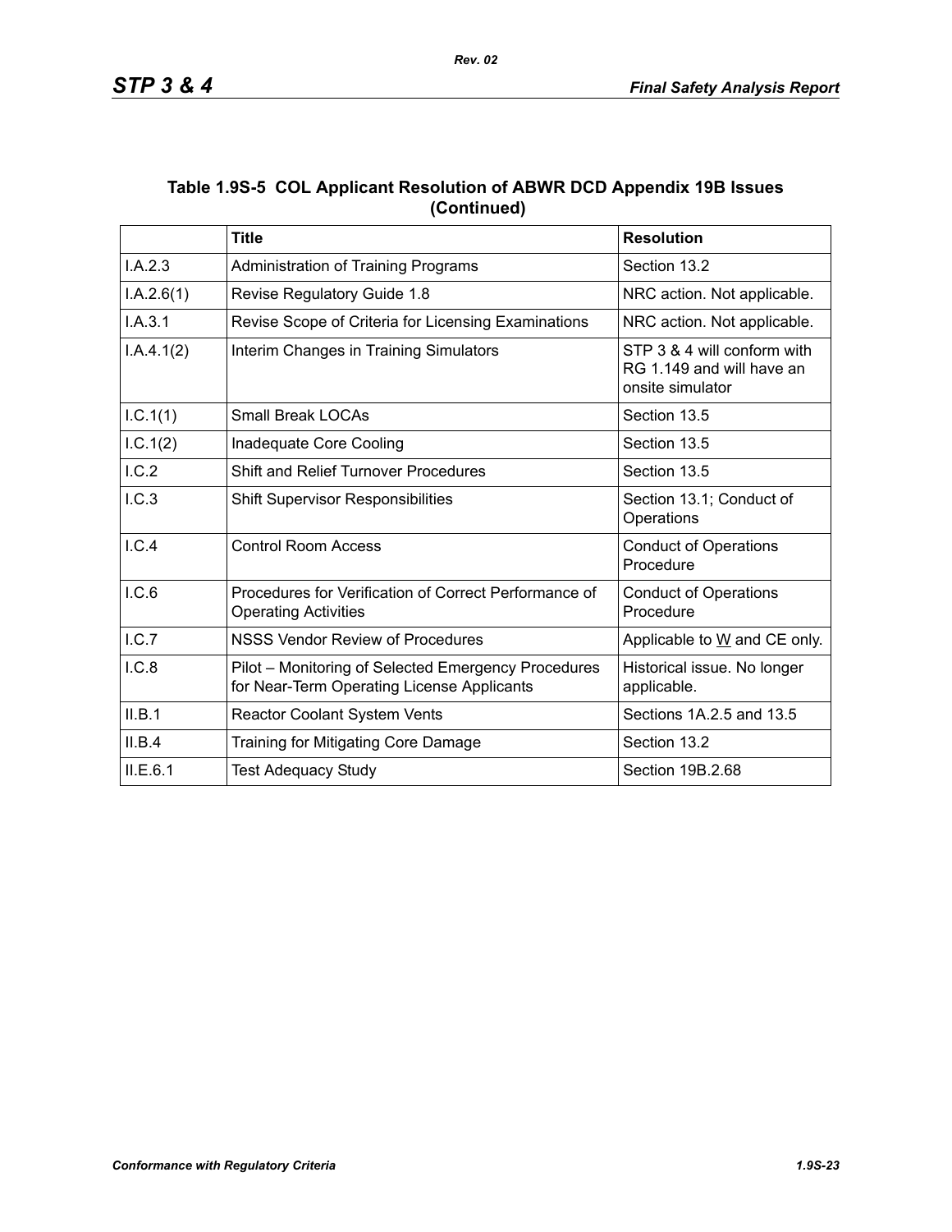**Table 1.9S-5 COL Applicant Resolution of ABWR DCD Appendix 19B Issues (Continued)**

| | Title | Resolution |
|---|---|---|
| I.A.2.3 | Administration of Training Programs | Section 13.2 |
| I.A.2.6(1) | Revise Regulatory Guide 1.8 | NRC action. Not applicable. |
| I.A.3.1 | Revise Scope of Criteria for Licensing Examinations | NRC action. Not applicable. |
| I.A.4.1(2) | Interim Changes in Training Simulators | STP 3 & 4 will conform with RG 1.149 and will have an onsite simulator |
| I.C.1(1) | Small Break LOCAs | Section 13.5 |
| I.C.1(2) | Inadequate Core Cooling | Section 13.5 |
| I.C.2 | Shift and Relief Turnover Procedures | Section 13.5 |
| I.C.3 | Shift Supervisor Responsibilities | Section 13.1; Conduct of Operations |
| I.C.4 | Control Room Access | Conduct of Operations Procedure |
| I.C.6 | Procedures for Verification of Correct Performance of Operating Activities | Conduct of Operations Procedure |
| I.C.7 | NSSS Vendor Review of Procedures | Applicable to W and CE only. |
| I.C.8 | Pilot – Monitoring of Selected Emergency Procedures for Near-Term Operating License Applicants | Historical issue. No longer applicable. |
| II.B.1 | Reactor Coolant System Vents | Sections 1A.2.5 and 13.5 |
| II.B.4 | Training for Mitigating Core Damage | Section 13.2 |
| II.E.6.1 | Test Adequacy Study | Section 19B.2.68 |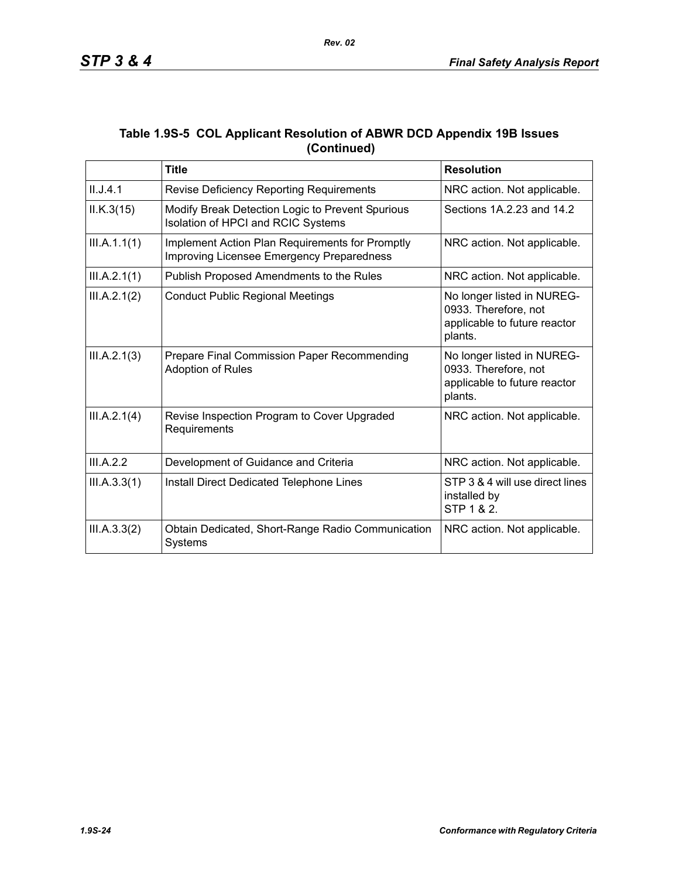## Table 1.9S-5 COL Applicant Resolution of ABWR DCD Appendix 19B Issues (Continued)

| | Title | Resolution |
|---|---|---|
| II.J.4.1 | Revise Deficiency Reporting Requirements | NRC action. Not applicable. |
| II.K.3(15) | Modify Break Detection Logic to Prevent Spurious Isolation of HPCI and RCIC Systems | Sections 1A.2.23 and 14.2 |
| III.A.1.1(1) | Implement Action Plan Requirements for Promptly Improving Licensee Emergency Preparedness | NRC action. Not applicable. |
| III.A.2.1(1) | Publish Proposed Amendments to the Rules | NRC action. Not applicable. |
| III.A.2.1(2) | Conduct Public Regional Meetings | No longer listed in NUREG-0933. Therefore, not applicable to future reactor plants. |
| III.A.2.1(3) | Prepare Final Commission Paper Recommending Adoption of Rules | No longer listed in NUREG-0933. Therefore, not applicable to future reactor plants. |
| III.A.2.1(4) | Revise Inspection Program to Cover Upgraded Requirements | NRC action. Not applicable. |
| III.A.2.2 | Development of Guidance and Criteria | NRC action. Not applicable. |
| III.A.3.3(1) | Install Direct Dedicated Telephone Lines | STP 3 & 4 will use direct lines installed by STP 1 & 2. |
| III.A.3.3(2) | Obtain Dedicated, Short-Range Radio Communication Systems | NRC action. Not applicable. |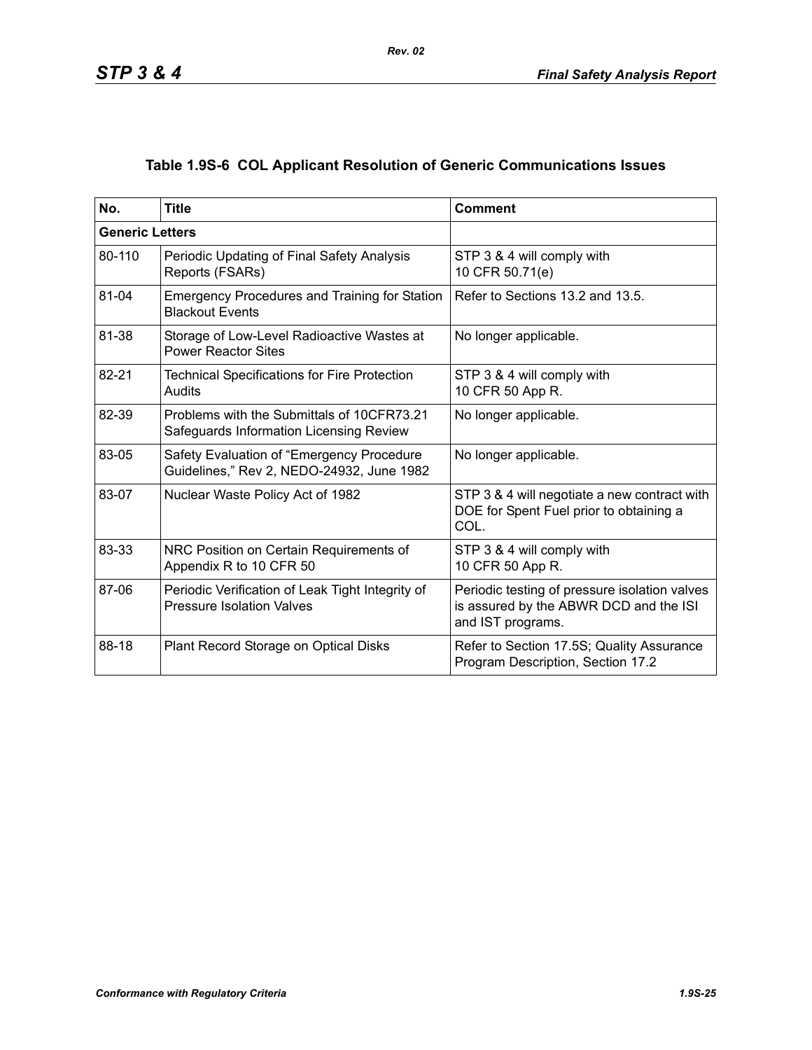### Table 1.9S-6 COL Applicant Resolution of Generic Communications Issues

| No. | Title | Comment |
|---|---|---|
| **Generic Letters** | | |
| 80-110 | Periodic Updating of Final Safety Analysis Reports (FSARs) | STP 3 & 4 will comply with 10 CFR 50.71(e) |
| 81-04 | Emergency Procedures and Training for Station Blackout Events | Refer to Sections 13.2 and 13.5. |
| 81-38 | Storage of Low-Level Radioactive Wastes at Power Reactor Sites | No longer applicable. |
| 82-21 | Technical Specifications for Fire Protection Audits | STP 3 & 4 will comply with 10 CFR 50 App R. |
| 82-39 | Problems with the Submittals of 10CFR73.21 Safeguards Information Licensing Review | No longer applicable. |
| 83-05 | Safety Evaluation of "Emergency Procedure Guidelines," Rev 2, NEDO-24932, June 1982 | No longer applicable. |
| 83-07 | Nuclear Waste Policy Act of 1982 | STP 3 & 4 will negotiate a new contract with DOE for Spent Fuel prior to obtaining a COL. |
| 83-33 | NRC Position on Certain Requirements of Appendix R to 10 CFR 50 | STP 3 & 4 will comply with 10 CFR 50 App R. |
| 87-06 | Periodic Verification of Leak Tight Integrity of Pressure Isolation Valves | Periodic testing of pressure isolation valves is assured by the ABWR DCD and the ISI and IST programs. |
| 88-18 | Plant Record Storage on Optical Disks | Refer to Section 17.5S; Quality Assurance Program Description, Section 17.2 |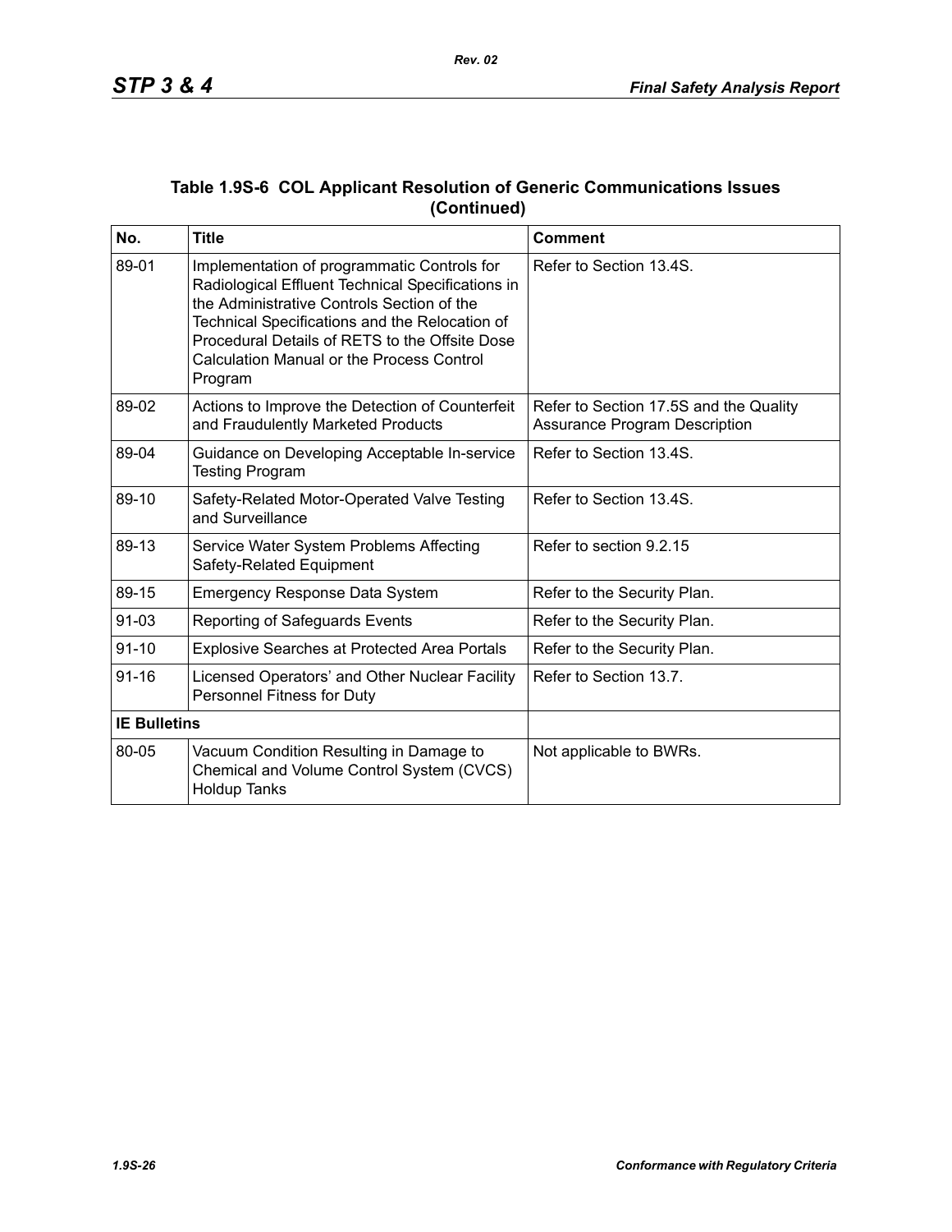## Table 1.9S-6 COL Applicant Resolution of Generic Communications Issues (Continued)

| No. | Title | Comment |
|---|---|---|
| 89-01 | Implementation of programmatic Controls for Radiological Effluent Technical Specifications in the Administrative Controls Section of the Technical Specifications and the Relocation of Procedural Details of RETS to the Offsite Dose Calculation Manual or the Process Control Program | Refer to Section 13.4S. |
| 89-02 | Actions to Improve the Detection of Counterfeit and Fraudulently Marketed Products | Refer to Section 17.5S and the Quality Assurance Program Description |
| 89-04 | Guidance on Developing Acceptable In-service Testing Program | Refer to Section 13.4S. |
| 89-10 | Safety-Related Motor-Operated Valve Testing and Surveillance | Refer to Section 13.4S. |
| 89-13 | Service Water System Problems Affecting Safety-Related Equipment | Refer to section 9.2.15 |
| 89-15 | Emergency Response Data System | Refer to the Security Plan. |
| 91-03 | Reporting of Safeguards Events | Refer to the Security Plan. |
| 91-10 | Explosive Searches at Protected Area Portals | Refer to the Security Plan. |
| 91-16 | Licensed Operators' and Other Nuclear Facility Personnel Fitness for Duty | Refer to Section 13.7. |
| **IE Bulletins** | | |
| 80-05 | Vacuum Condition Resulting in Damage to Chemical and Volume Control System (CVCS) Holdup Tanks | Not applicable to BWRs. |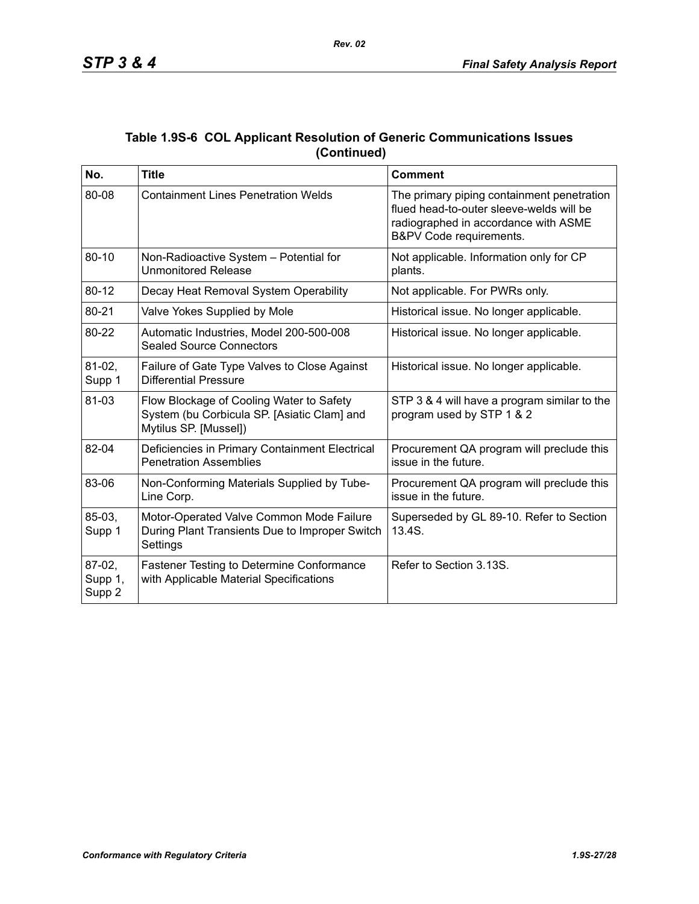**Table 1.9S-6 COL Applicant Resolution of Generic Communications Issues (Continued)**

| No. | Title | Comment |
|---|---|---|
| 80-08 | Containment Lines Penetration Welds | The primary piping containment penetration flued head-to-outer sleeve-welds will be radiographed in accordance with ASME B&PV Code requirements. |
| 80-10 | Non-Radioactive System – Potential for Unmonitored Release | Not applicable. Information only for CP plants. |
| 80-12 | Decay Heat Removal System Operability | Not applicable. For PWRs only. |
| 80-21 | Valve Yokes Supplied by Mole | Historical issue. No longer applicable. |
| 80-22 | Automatic Industries, Model 200-500-008 Sealed Source Connectors | Historical issue. No longer applicable. |
| 81-02, Supp 1 | Failure of Gate Type Valves to Close Against Differential Pressure | Historical issue. No longer applicable. |
| 81-03 | Flow Blockage of Cooling Water to Safety System (bu Corbicula SP. [Asiatic Clam] and Mytilus SP. [Mussel]) | STP 3 & 4 will have a program similar to the program used by STP 1 & 2 |
| 82-04 | Deficiencies in Primary Containment Electrical Penetration Assemblies | Procurement QA program will preclude this issue in the future. |
| 83-06 | Non-Conforming Materials Supplied by Tube-Line Corp. | Procurement QA program will preclude this issue in the future. |
| 85-03, Supp 1 | Motor-Operated Valve Common Mode Failure During Plant Transients Due to Improper Switch Settings | Superseded by GL 89-10. Refer to Section 13.4S. |
| 87-02, Supp 1, Supp 2 | Fastener Testing to Determine Conformance with Applicable Material Specifications | Refer to Section 3.13S. |